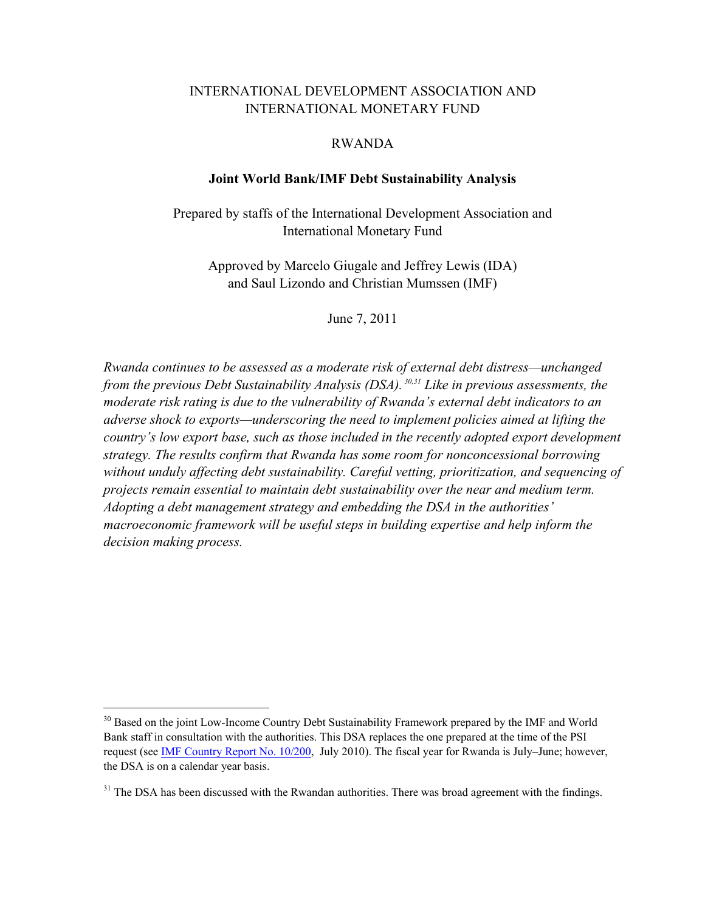INTERNATIONAL DEVELOPMENT ASSOCIATION AND INTERNATIONAL MONETARY FUND

RWANDA

**Joint World Bank/IMF Debt Sustainability Analysis**

Prepared by staffs of the International Development Association and International Monetary Fund

Approved by Marcelo Giugale and Jeffrey Lewis (IDA) and Saul Lizondo and Christian Mumssen (IMF)

June 7, 2011

*Rwanda continues to be assessed as a moderate risk of external debt distress—unchanged from the previous Debt Sustainability Analysis (DSA).*[30,31] *Like in previous assessments, the moderate risk rating is due to the vulnerability of Rwanda's external debt indicators to an adverse shock to exports—underscoring the need to implement policies aimed at lifting the country's low export base, such as those included in the recently adopted export development strategy. The results confirm that Rwanda has some room for nonconcessional borrowing without unduly affecting debt sustainability. Careful vetting, prioritization, and sequencing of projects remain essential to maintain debt sustainability over the near and medium term. Adopting a debt management strategy and embedding the DSA in the authorities' macroeconomic framework will be useful steps in building expertise and help inform the decision making process.*

---

[30] Based on the joint Low-Income Country Debt Sustainability Framework prepared by the IMF and World Bank staff in consultation with the authorities. This DSA replaces the one prepared at the time of the PSI request (see IMF Country Report No. 10/200, July 2010). The fiscal year for Rwanda is July–June; however, the DSA is on a calendar year basis.

[31] The DSA has been discussed with the Rwandan authorities. There was broad agreement with the findings.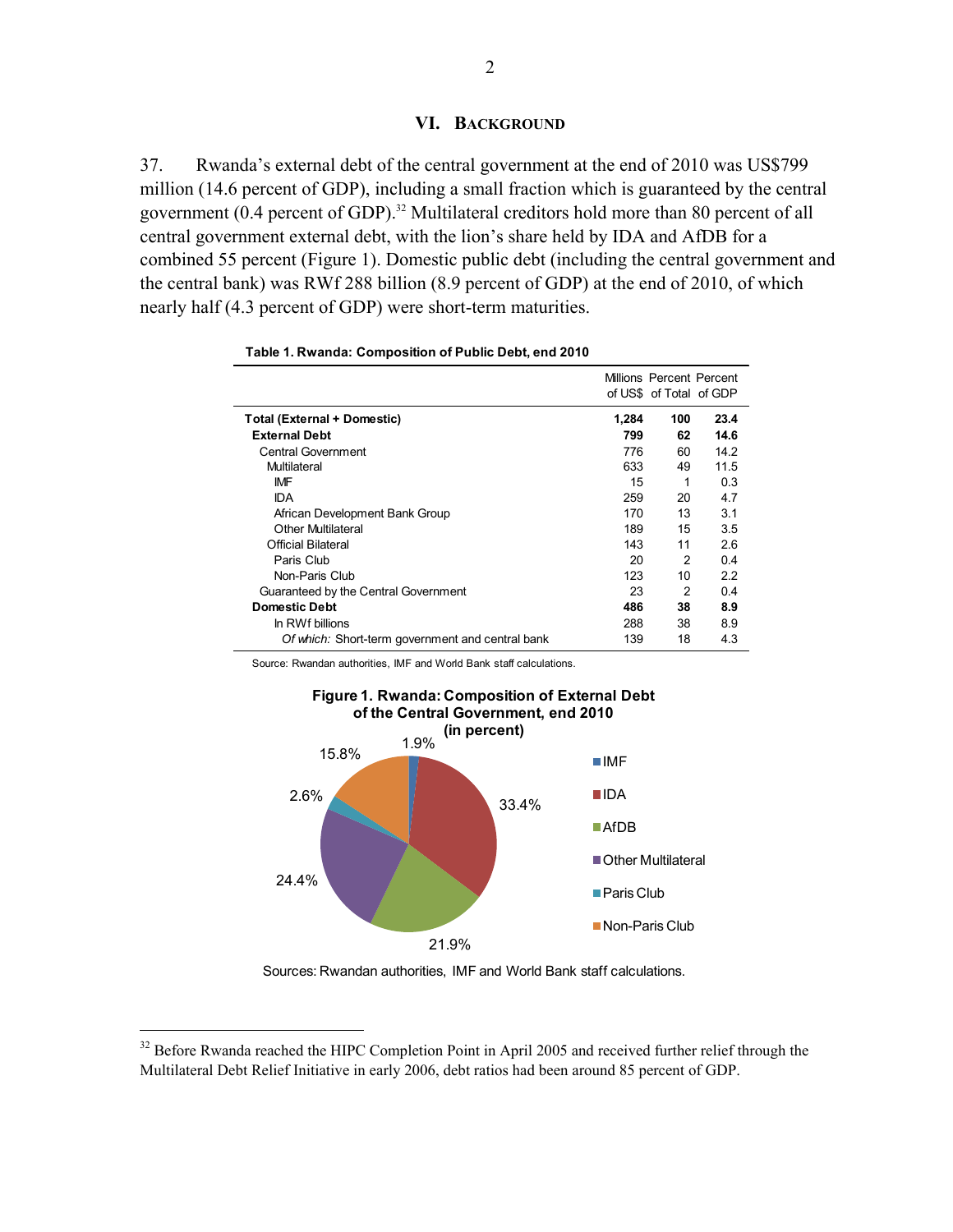## VI. BACKGROUND

37. Rwanda's external debt of the central government at the end of 2010 was US$799 million (14.6 percent of GDP), including a small fraction which is guaranteed by the central government (0.4 percent of GDP).[32] Multilateral creditors hold more than 80 percent of all central government external debt, with the lion's share held by IDA and AfDB for a combined 55 percent (Figure 1). Domestic public debt (including the central government and the central bank) was RWf 288 billion (8.9 percent of GDP) at the end of 2010, of which nearly half (4.3 percent of GDP) were short-term maturities.

**Table 1. Rwanda: Composition of Public Debt, end 2010**

| | Millions of US$ | Percent of Total | Percent of GDP |
|---|---|---|---|
| **Total (External + Domestic)** | **1,284** | **100** | **23.4** |
| **External Debt** | **799** | **62** | **14.6** |
| Central Government | 776 | 60 | 14.2 |
| Multilateral | 633 | 49 | 11.5 |
| IMF | 15 | 1 | 0.3 |
| IDA | 259 | 20 | 4.7 |
| African Development Bank Group | 170 | 13 | 3.1 |
| Other Multilateral | 189 | 15 | 3.5 |
| Official Bilateral | 143 | 11 | 2.6 |
| Paris Club | 20 | 2 | 0.4 |
| Non-Paris Club | 123 | 10 | 2.2 |
| Guaranteed by the Central Government | 23 | 2 | 0.4 |
| **Domestic Debt** | **486** | **38** | **8.9** |
| In RWf billions | 288 | 38 | 8.9 |
| *Of which:* Short-term government and central bank | 139 | 18 | 4.3 |

Source: Rwandan authorities, IMF and World Bank staff calculations.

**Figure 1. Rwanda: Composition of External Debt of the Central Government, end 2010 (in percent)**

| | Percent |
|---|---|
| IMF | 1.9% |
| IDA | 33.4% |
| AfDB | 21.9% |
| Other Multilateral | 24.4% |
| Paris Club | 2.6% |
| Non-Paris Club | 15.8% |

Sources: Rwandan authorities, IMF and World Bank staff calculations.

---

[32] Before Rwanda reached the HIPC Completion Point in April 2005 and received further relief through the Multilateral Debt Relief Initiative in early 2006, debt ratios had been around 85 percent of GDP.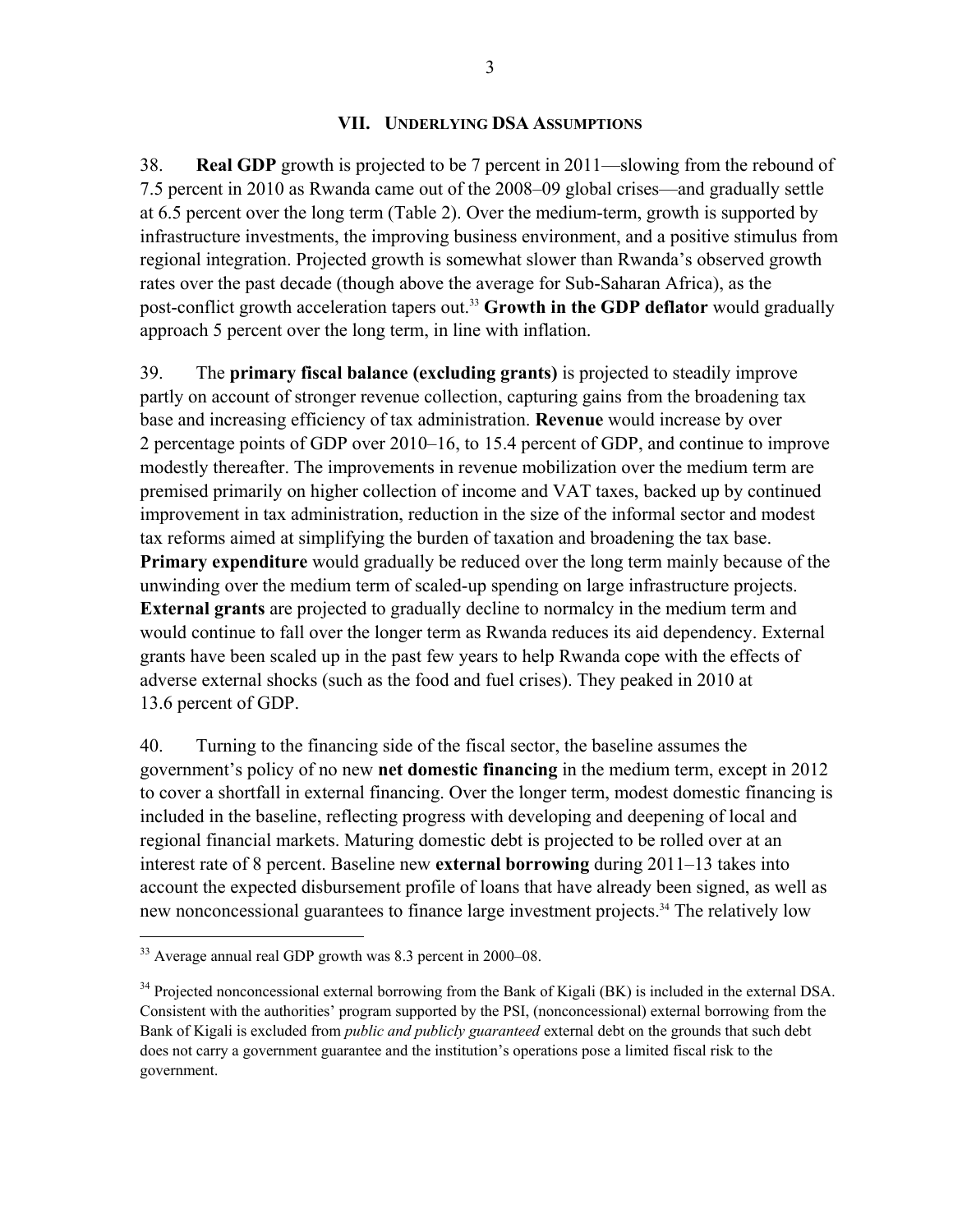## VII. Underlying DSA Assumptions

38. **Real GDP** growth is projected to be 7 percent in 2011—slowing from the rebound of 7.5 percent in 2010 as Rwanda came out of the 2008–09 global crises—and gradually settle at 6.5 percent over the long term (Table 2). Over the medium-term, growth is supported by infrastructure investments, the improving business environment, and a positive stimulus from regional integration. Projected growth is somewhat slower than Rwanda's observed growth rates over the past decade (though above the average for Sub-Saharan Africa), as the post-conflict growth acceleration tapers out.[33] **Growth in the GDP deflator** would gradually approach 5 percent over the long term, in line with inflation.

39. The **primary fiscal balance (excluding grants)** is projected to steadily improve partly on account of stronger revenue collection, capturing gains from the broadening tax base and increasing efficiency of tax administration. **Revenue** would increase by over 2 percentage points of GDP over 2010–16, to 15.4 percent of GDP, and continue to improve modestly thereafter. The improvements in revenue mobilization over the medium term are premised primarily on higher collection of income and VAT taxes, backed up by continued improvement in tax administration, reduction in the size of the informal sector and modest tax reforms aimed at simplifying the burden of taxation and broadening the tax base. **Primary expenditure** would gradually be reduced over the long term mainly because of the unwinding over the medium term of scaled-up spending on large infrastructure projects. **External grants** are projected to gradually decline to normalcy in the medium term and would continue to fall over the longer term as Rwanda reduces its aid dependency. External grants have been scaled up in the past few years to help Rwanda cope with the effects of adverse external shocks (such as the food and fuel crises). They peaked in 2010 at 13.6 percent of GDP.

40. Turning to the financing side of the fiscal sector, the baseline assumes the government's policy of no new **net domestic financing** in the medium term, except in 2012 to cover a shortfall in external financing. Over the longer term, modest domestic financing is included in the baseline, reflecting progress with developing and deepening of local and regional financial markets. Maturing domestic debt is projected to be rolled over at an interest rate of 8 percent. Baseline new **external borrowing** during 2011–13 takes into account the expected disbursement profile of loans that have already been signed, as well as new nonconcessional guarantees to finance large investment projects.[34] The relatively low

---

[33] Average annual real GDP growth was 8.3 percent in 2000–08.

[34] Projected nonconcessional external borrowing from the Bank of Kigali (BK) is included in the external DSA. Consistent with the authorities' program supported by the PSI, (nonconcessional) external borrowing from the Bank of Kigali is excluded from *public and publicly guaranteed* external debt on the grounds that such debt does not carry a government guarantee and the institution's operations pose a limited fiscal risk to the government.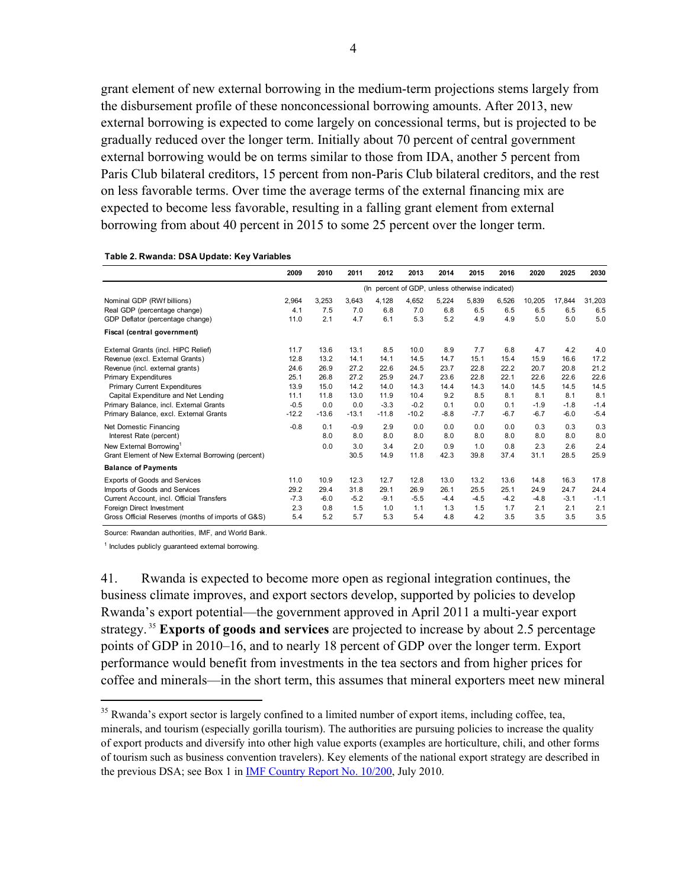grant element of new external borrowing in the medium-term projections stems largely from the disbursement profile of these nonconcessional borrowing amounts. After 2013, new external borrowing is expected to come largely on concessional terms, but is projected to be gradually reduced over the longer term. Initially about 70 percent of central government external borrowing would be on terms similar to those from IDA, another 5 percent from Paris Club bilateral creditors, 15 percent from non-Paris Club bilateral creditors, and the rest on less favorable terms. Over time the average terms of the external financing mix are expected to become less favorable, resulting in a falling grant element from external borrowing from about 40 percent in 2015 to some 25 percent over the longer term.

**Table 2. Rwanda: DSA Update: Key Variables**

| | 2009 | 2010 | 2011 | 2012 | 2013 | 2014 | 2015 | 2016 | 2020 | 2025 | 2030 |
|---|---|---|---|---|---|---|---|---|---|---|---|
| | (In percent of GDP, unless otherwise indicated) | | | | | | | | | | |
| Nominal GDP (RWf billions) | 2,964 | 3,253 | 3,643 | 4,128 | 4,652 | 5,224 | 5,839 | 6,526 | 10,205 | 17,844 | 31,203 |
| Real GDP (percentage change) | 4.1 | 7.5 | 7.0 | 6.8 | 7.0 | 6.8 | 6.5 | 6.5 | 6.5 | 6.5 | 6.5 |
| GDP Deflator (percentage change) | 11.0 | 2.1 | 4.7 | 6.1 | 5.3 | 5.2 | 4.9 | 4.9 | 5.0 | 5.0 | 5.0 |
| **Fiscal (central government)** | | | | | | | | | | | |
| External Grants (incl. HIPC Relief) | 11.7 | 13.6 | 13.1 | 8.5 | 10.0 | 8.9 | 7.7 | 6.8 | 4.7 | 4.2 | 4.0 |
| Revenue (excl. External Grants) | 12.8 | 13.2 | 14.1 | 14.1 | 14.5 | 14.7 | 15.1 | 15.4 | 15.9 | 16.6 | 17.2 |
| Revenue (incl. external grants) | 24.6 | 26.9 | 27.2 | 22.6 | 24.5 | 23.7 | 22.8 | 22.2 | 20.7 | 20.8 | 21.2 |
| Primary Expenditures | 25.1 | 26.8 | 27.2 | 25.9 | 24.7 | 23.6 | 22.8 | 22.1 | 22.6 | 22.6 | 22.6 |
| Primary Current Expenditures | 13.9 | 15.0 | 14.2 | 14.0 | 14.3 | 14.4 | 14.3 | 14.0 | 14.5 | 14.5 | 14.5 |
| Capital Expenditure and Net Lending | 11.1 | 11.8 | 13.0 | 11.9 | 10.4 | 9.2 | 8.5 | 8.1 | 8.1 | 8.1 | 8.1 |
| Primary Balance, incl. External Grants | -0.5 | 0.0 | 0.0 | -3.3 | -0.2 | 0.1 | 0.0 | 0.1 | -1.9 | -1.8 | -1.4 |
| Primary Balance, excl. External Grants | -12.2 | -13.6 | -13.1 | -11.8 | -10.2 | -8.8 | -7.7 | -6.7 | -6.7 | -6.0 | -5.4 |
| Net Domestic Financing | -0.8 | 0.1 | -0.9 | 2.9 | 0.0 | 0.0 | 0.0 | 0.0 | 0.3 | 0.3 | 0.3 |
| Interest Rate (percent) | | 8.0 | 8.0 | 8.0 | 8.0 | 8.0 | 8.0 | 8.0 | 8.0 | 8.0 | 8.0 |
| New External Borrowing[1] | | 0.0 | 3.0 | 3.4 | 2.0 | 0.9 | 1.0 | 0.8 | 2.3 | 2.6 | 2.4 |
| Grant Element of New External Borrowing (percent) | | | 30.5 | 14.9 | 11.8 | 42.3 | 39.8 | 37.4 | 31.1 | 28.5 | 25.9 |
| **Balance of Payments** | | | | | | | | | | | |
| Exports of Goods and Services | 11.0 | 10.9 | 12.3 | 12.7 | 12.8 | 13.0 | 13.2 | 13.6 | 14.8 | 16.3 | 17.8 |
| Imports of Goods and Services | 29.2 | 29.4 | 31.8 | 29.1 | 26.9 | 26.1 | 25.5 | 25.1 | 24.9 | 24.7 | 24.4 |
| Current Account, incl. Official Transfers | -7.3 | -6.0 | -5.2 | -9.1 | -5.5 | -4.4 | -4.5 | -4.2 | -4.8 | -3.1 | -1.1 |
| Foreign Direct Investment | 2.3 | 0.8 | 1.5 | 1.0 | 1.1 | 1.3 | 1.5 | 1.7 | 2.1 | 2.1 | 2.1 |
| Gross Official Reserves (months of imports of G&S) | 5.4 | 5.2 | 5.7 | 5.3 | 5.4 | 4.8 | 4.2 | 3.5 | 3.5 | 3.5 | 3.5 |

Source: Rwandan authorities, IMF, and World Bank.

[1] Includes publicly guaranteed external borrowing.

41. Rwanda is expected to become more open as regional integration continues, the business climate improves, and export sectors develop, supported by policies to develop Rwanda's export potential—the government approved in April 2011 a multi-year export strategy.[35] **Exports of goods and services** are projected to increase by about 2.5 percentage points of GDP in 2010–16, and to nearly 18 percent of GDP over the longer term. Export performance would benefit from investments in the tea sectors and from higher prices for coffee and minerals—in the short term, this assumes that mineral exporters meet new mineral

[35] Rwanda's export sector is largely confined to a limited number of export items, including coffee, tea, minerals, and tourism (especially gorilla tourism). The authorities are pursuing policies to increase the quality of export products and diversify into other high value exports (examples are horticulture, chili, and other forms of tourism such as business convention travelers). Key elements of the national export strategy are described in the previous DSA; see Box 1 in IMF Country Report No. 10/200, July 2010.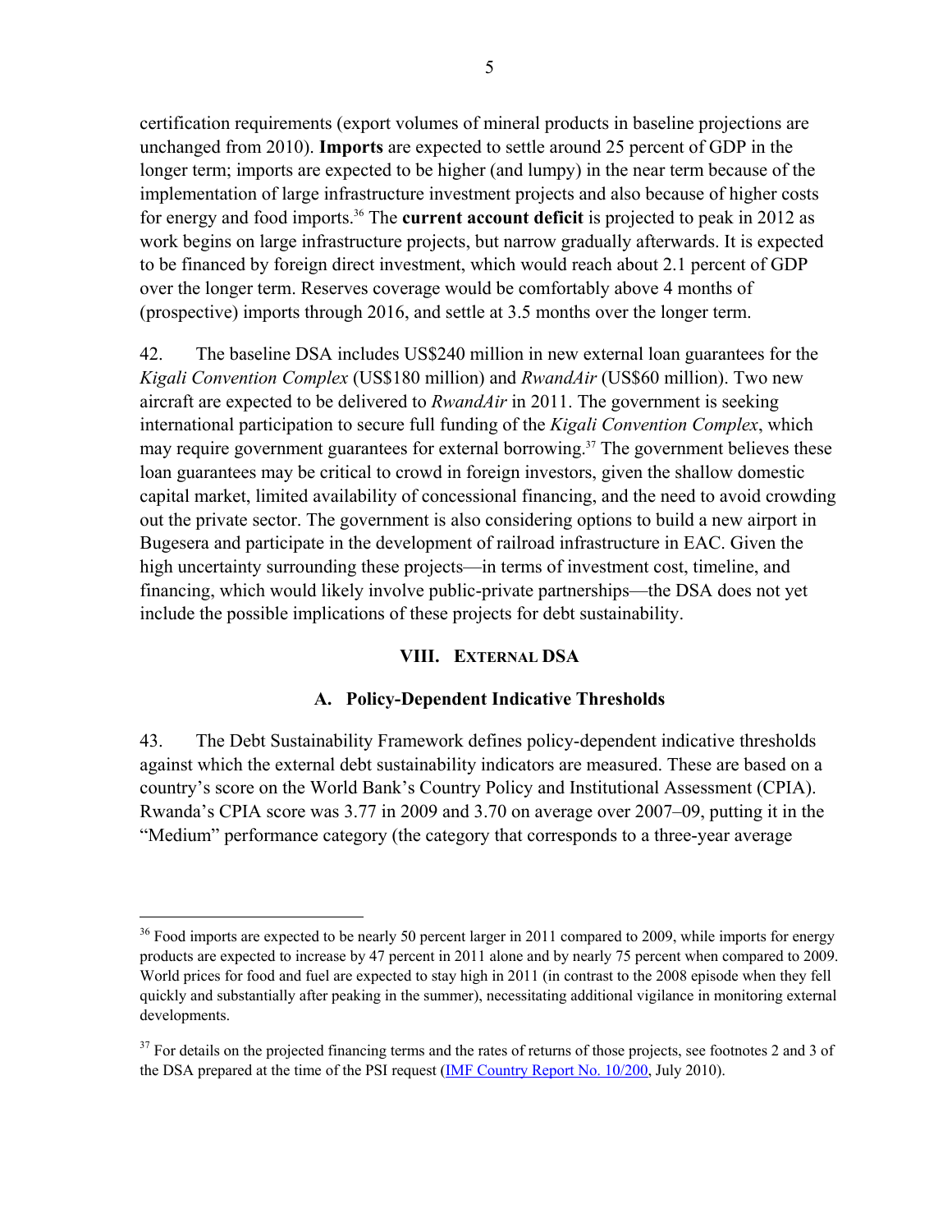certification requirements (export volumes of mineral products in baseline projections are unchanged from 2010). **Imports** are expected to settle around 25 percent of GDP in the longer term; imports are expected to be higher (and lumpy) in the near term because of the implementation of large infrastructure investment projects and also because of higher costs for energy and food imports.[36] The **current account deficit** is projected to peak in 2012 as work begins on large infrastructure projects, but narrow gradually afterwards. It is expected to be financed by foreign direct investment, which would reach about 2.1 percent of GDP over the longer term. Reserves coverage would be comfortably above 4 months of (prospective) imports through 2016, and settle at 3.5 months over the longer term.

42. The baseline DSA includes US$240 million in new external loan guarantees for the *Kigali Convention Complex* (US$180 million) and *RwandAir* (US$60 million). Two new aircraft are expected to be delivered to *RwandAir* in 2011. The government is seeking international participation to secure full funding of the *Kigali Convention Complex*, which may require government guarantees for external borrowing.[37] The government believes these loan guarantees may be critical to crowd in foreign investors, given the shallow domestic capital market, limited availability of concessional financing, and the need to avoid crowding out the private sector. The government is also considering options to build a new airport in Bugesera and participate in the development of railroad infrastructure in EAC. Given the high uncertainty surrounding these projects—in terms of investment cost, timeline, and financing, which would likely involve public-private partnerships—the DSA does not yet include the possible implications of these projects for debt sustainability.

## VIII. External DSA

### A. Policy-Dependent Indicative Thresholds

43. The Debt Sustainability Framework defines policy-dependent indicative thresholds against which the external debt sustainability indicators are measured. These are based on a country's score on the World Bank's Country Policy and Institutional Assessment (CPIA). Rwanda's CPIA score was 3.77 in 2009 and 3.70 on average over 2007–09, putting it in the "Medium" performance category (the category that corresponds to a three-year average

---

[36] Food imports are expected to be nearly 50 percent larger in 2011 compared to 2009, while imports for energy products are expected to increase by 47 percent in 2011 alone and by nearly 75 percent when compared to 2009. World prices for food and fuel are expected to stay high in 2011 (in contrast to the 2008 episode when they fell quickly and substantially after peaking in the summer), necessitating additional vigilance in monitoring external developments.

[37] For details on the projected financing terms and the rates of returns of those projects, see footnotes 2 and 3 of the DSA prepared at the time of the PSI request (IMF Country Report No. 10/200, July 2010).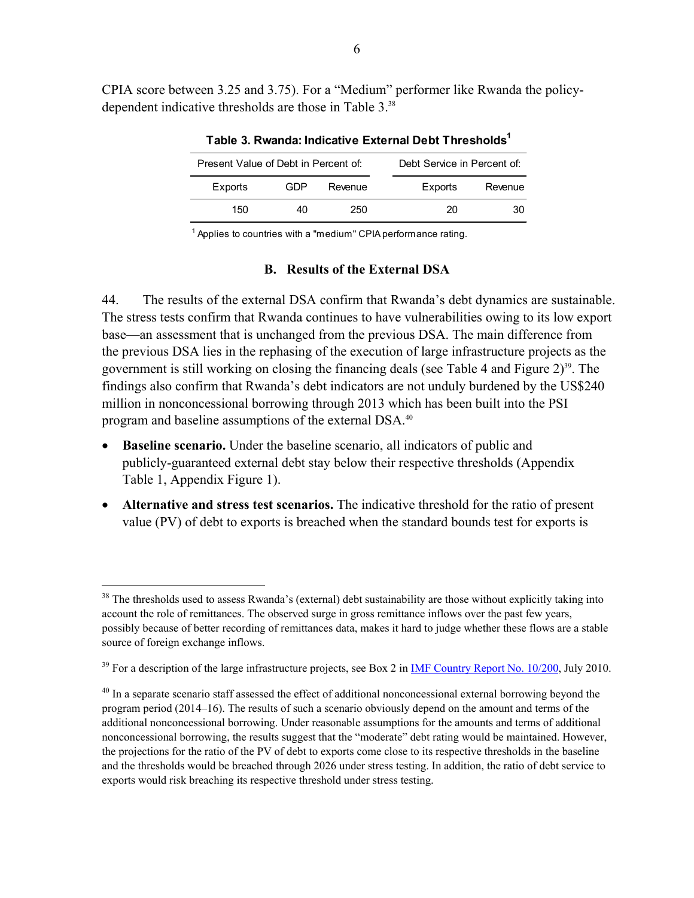CPIA score between 3.25 and 3.75). For a "Medium" performer like Rwanda the policy-dependent indicative thresholds are those in Table 3.[38]

**Table 3. Rwanda: Indicative External Debt Thresholds[1]**

| Present Value of Debt in Percent of: | | | Debt Service in Percent of: | |
|---|---|---|---|---|
| Exports | GDP | Revenue | Exports | Revenue |
| 150 | 40 | 250 | 20 | 30 |

[1] Applies to countries with a "medium" CPIA performance rating.

### B. Results of the External DSA

44. The results of the external DSA confirm that Rwanda's debt dynamics are sustainable. The stress tests confirm that Rwanda continues to have vulnerabilities owing to its low export base—an assessment that is unchanged from the previous DSA. The main difference from the previous DSA lies in the rephasing of the execution of large infrastructure projects as the government is still working on closing the financing deals (see Table 4 and Figure 2)[39]. The findings also confirm that Rwanda's debt indicators are not unduly burdened by the US$240 million in nonconcessional borrowing through 2013 which has been built into the PSI program and baseline assumptions of the external DSA.[40]

- **Baseline scenario.** Under the baseline scenario, all indicators of public and publicly-guaranteed external debt stay below their respective thresholds (Appendix Table 1, Appendix Figure 1).
- **Alternative and stress test scenarios.** The indicative threshold for the ratio of present value (PV) of debt to exports is breached when the standard bounds test for exports is

[38] The thresholds used to assess Rwanda's (external) debt sustainability are those without explicitly taking into account the role of remittances. The observed surge in gross remittance inflows over the past few years, possibly because of better recording of remittances data, makes it hard to judge whether these flows are a stable source of foreign exchange inflows.

[39] For a description of the large infrastructure projects, see Box 2 in IMF Country Report No. 10/200, July 2010.

[40] In a separate scenario staff assessed the effect of additional nonconcessional external borrowing beyond the program period (2014–16). The results of such a scenario obviously depend on the amount and terms of the additional nonconcessional borrowing. Under reasonable assumptions for the amounts and terms of additional nonconcessional borrowing, the results suggest that the "moderate" debt rating would be maintained. However, the projections for the ratio of the PV of debt to exports come close to its respective thresholds in the baseline and the thresholds would be breached through 2026 under stress testing. In addition, the ratio of debt service to exports would risk breaching its respective threshold under stress testing.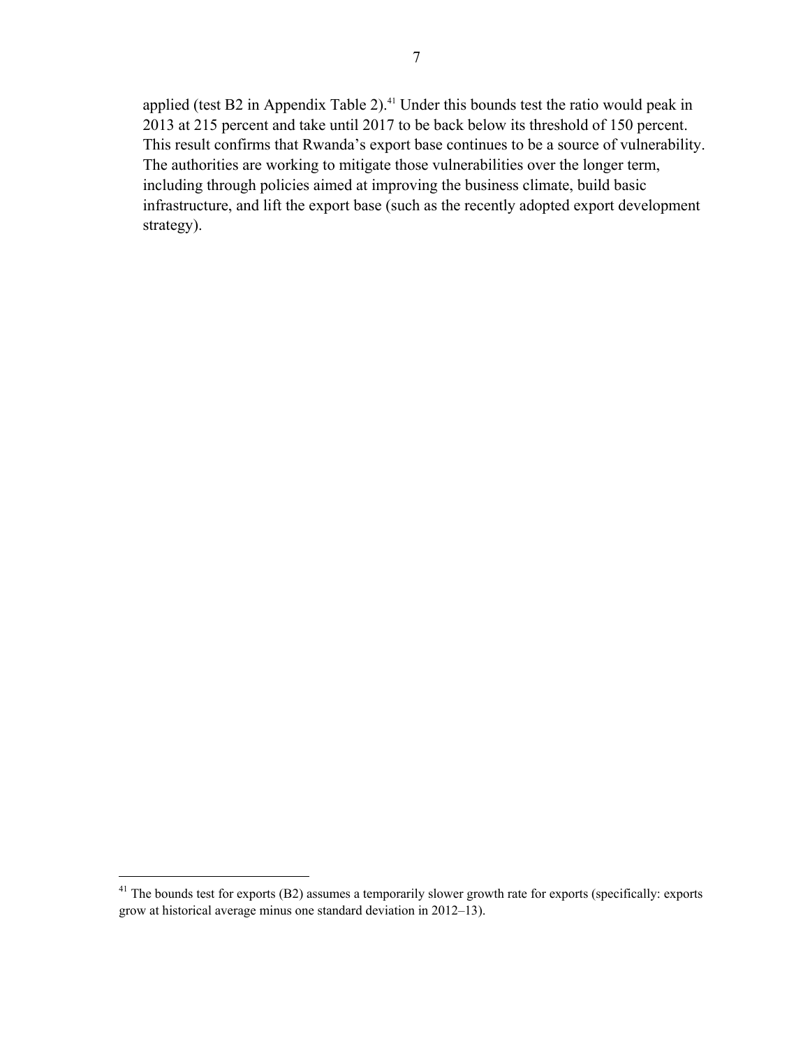applied (test B2 in Appendix Table 2).[41] Under this bounds test the ratio would peak in 2013 at 215 percent and take until 2017 to be back below its threshold of 150 percent. This result confirms that Rwanda's export base continues to be a source of vulnerability. The authorities are working to mitigate those vulnerabilities over the longer term, including through policies aimed at improving the business climate, build basic infrastructure, and lift the export base (such as the recently adopted export development strategy).

---

[41] The bounds test for exports (B2) assumes a temporarily slower growth rate for exports (specifically: exports grow at historical average minus one standard deviation in 2012–13).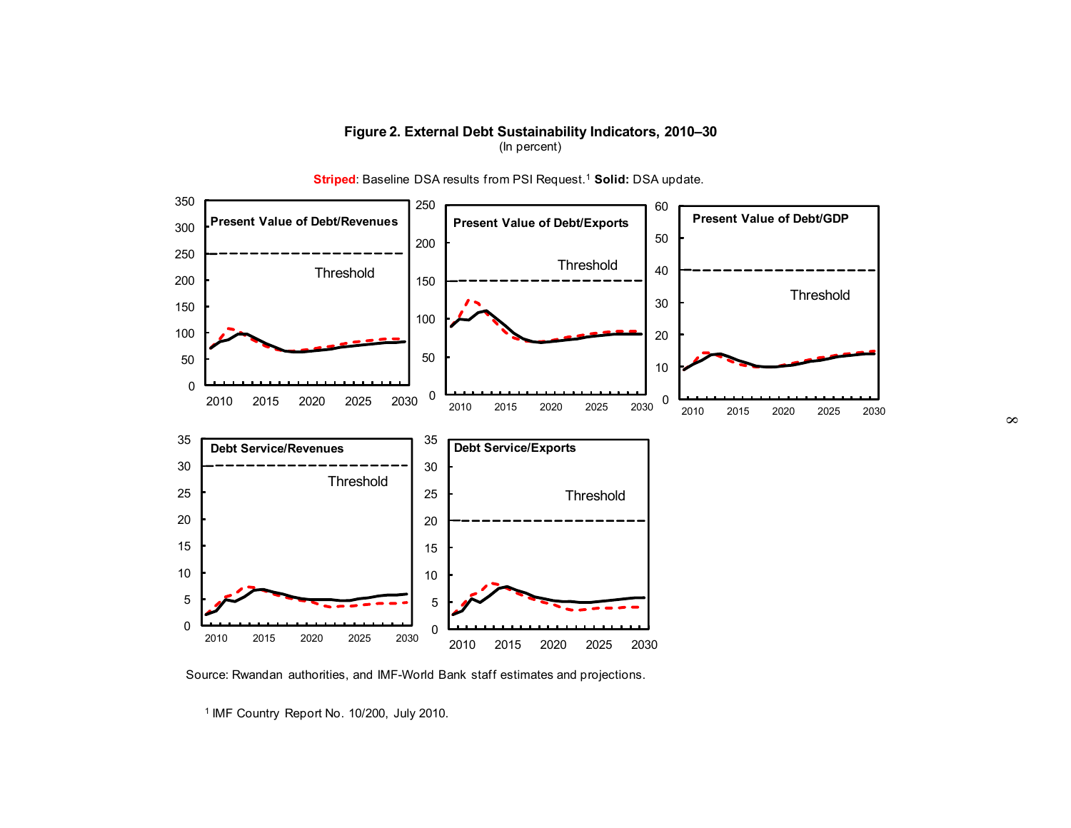**Figure 2. External Debt Sustainability Indicators, 2010–30**
(In percent)

**Striped**: Baseline DSA results from PSI Request.[1] **Solid:** DSA update.

Source: Rwandan authorities, and IMF-World Bank staff estimates and projections.

[1] IMF Country Report No. 10/200, July 2010.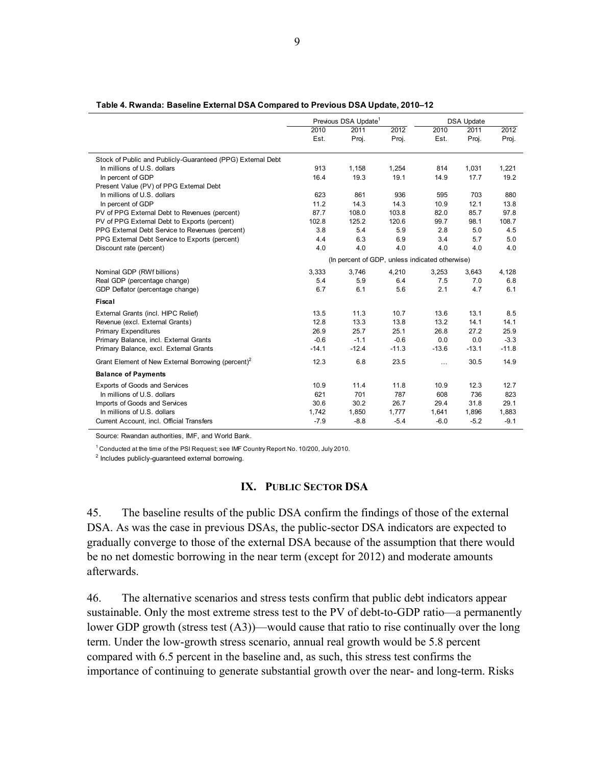**Table 4. Rwanda: Baseline External DSA Compared to Previous DSA Update, 2010–12**

| | Previous DSA Update[1] | | | DSA Update | | |
|---|---|---|---|---|---|---|
| | 2010 Est. | 2011 Proj. | 2012 Proj. | 2010 Est. | 2011 Proj. | 2012 Proj. |
| Stock of Public and Publicly-Guaranteed (PPG) External Debt | | | | | | |
| In millions of U.S. dollars | 913 | 1,158 | 1,254 | 814 | 1,031 | 1,221 |
| In percent of GDP | 16.4 | 19.3 | 19.1 | 14.9 | 17.7 | 19.2 |
| Present Value (PV) of PPG External Debt | | | | | | |
| In millions of U.S. dollars | 623 | 861 | 936 | 595 | 703 | 880 |
| In percent of GDP | 11.2 | 14.3 | 14.3 | 10.9 | 12.1 | 13.8 |
| PV of PPG External Debt to Revenues (percent) | 87.7 | 108.0 | 103.8 | 82.0 | 85.7 | 97.8 |
| PV of PPG External Debt to Exports (percent) | 102.8 | 125.2 | 120.6 | 99.7 | 98.1 | 108.7 |
| PPG External Debt Service to Revenues (percent) | 3.8 | 5.4 | 5.9 | 2.8 | 5.0 | 4.5 |
| PPG External Debt Service to Exports (percent) | 4.4 | 6.3 | 6.9 | 3.4 | 5.7 | 5.0 |
| Discount rate (percent) | 4.0 | 4.0 | 4.0 | 4.0 | 4.0 | 4.0 |
| | (In percent of GDP, unless indicated otherwise) | | | | | |
| Nominal GDP (RWf billions) | 3,333 | 3,746 | 4,210 | 3,253 | 3,643 | 4,128 |
| Real GDP (percentage change) | 5.4 | 5.9 | 6.4 | 7.5 | 7.0 | 6.8 |
| GDP Deflator (percentage change) | 6.7 | 6.1 | 5.6 | 2.1 | 4.7 | 6.1 |
| **Fiscal** | | | | | | |
| External Grants (incl. HIPC Relief) | 13.5 | 11.3 | 10.7 | 13.6 | 13.1 | 8.5 |
| Revenue (excl. External Grants) | 12.8 | 13.3 | 13.8 | 13.2 | 14.1 | 14.1 |
| Primary Expenditures | 26.9 | 25.7 | 25.1 | 26.8 | 27.2 | 25.9 |
| Primary Balance, incl. External Grants | -0.6 | -1.1 | -0.6 | 0.0 | 0.0 | -3.3 |
| Primary Balance, excl. External Grants | -14.1 | -12.4 | -11.3 | -13.6 | -13.1 | -11.8 |
| Grant Element of New External Borrowing (percent)[2] | 12.3 | 6.8 | 23.5 | … | 30.5 | 14.9 |
| **Balance of Payments** | | | | | | |
| Exports of Goods and Services | 10.9 | 11.4 | 11.8 | 10.9 | 12.3 | 12.7 |
| In millions of U.S. dollars | 621 | 701 | 787 | 608 | 736 | 823 |
| Imports of Goods and Services | 30.6 | 30.2 | 26.7 | 29.4 | 31.8 | 29.1 |
| In millions of U.S. dollars | 1,742 | 1,850 | 1,777 | 1,641 | 1,896 | 1,883 |
| Current Account, incl. Official Transfers | -7.9 | -8.8 | -5.4 | -6.0 | -5.2 | -9.1 |

Source: Rwandan authorities, IMF, and World Bank.

[1] Conducted at the time of the PSI Request; see IMF Country Report No. 10/200, July 2010.

[2] Includes publicly-guaranteed external borrowing.

## IX. Public Sector DSA

45. The baseline results of the public DSA confirm the findings of those of the external DSA. As was the case in previous DSAs, the public-sector DSA indicators are expected to gradually converge to those of the external DSA because of the assumption that there would be no net domestic borrowing in the near term (except for 2012) and moderate amounts afterwards.

46. The alternative scenarios and stress tests confirm that public debt indicators appear sustainable. Only the most extreme stress test to the PV of debt-to-GDP ratio—a permanently lower GDP growth (stress test (A3))—would cause that ratio to rise continually over the long term. Under the low-growth stress scenario, annual real growth would be 5.8 percent compared with 6.5 percent in the baseline and, as such, this stress test confirms the importance of continuing to generate substantial growth over the near- and long-term. Risks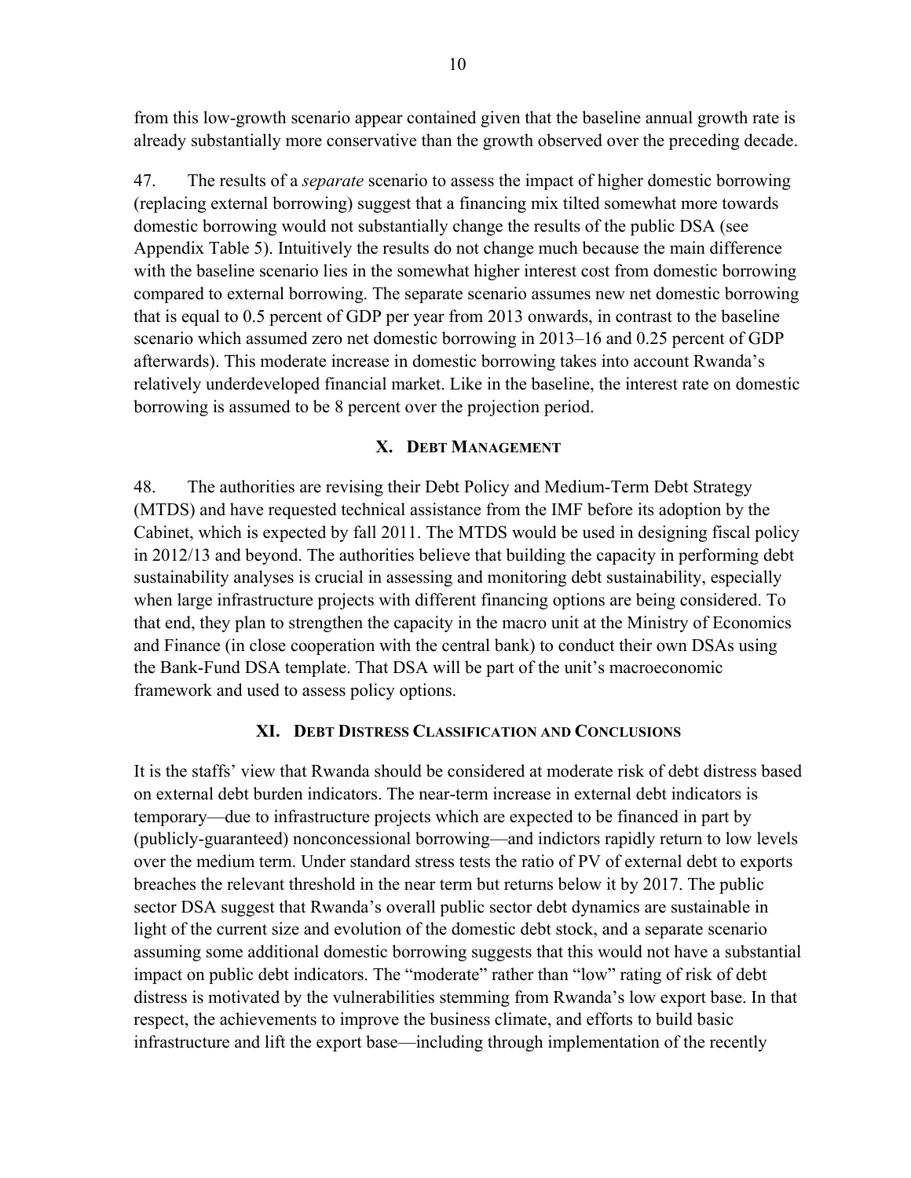from this low-growth scenario appear contained given that the baseline annual growth rate is already substantially more conservative than the growth observed over the preceding decade.

47. The results of a *separate* scenario to assess the impact of higher domestic borrowing (replacing external borrowing) suggest that a financing mix tilted somewhat more towards domestic borrowing would not substantially change the results of the public DSA (see Appendix Table 5). Intuitively the results do not change much because the main difference with the baseline scenario lies in the somewhat higher interest cost from domestic borrowing compared to external borrowing. The separate scenario assumes new net domestic borrowing that is equal to 0.5 percent of GDP per year from 2013 onwards, in contrast to the baseline scenario which assumed zero net domestic borrowing in 2013–16 and 0.25 percent of GDP afterwards). This moderate increase in domestic borrowing takes into account Rwanda's relatively underdeveloped financial market. Like in the baseline, the interest rate on domestic borrowing is assumed to be 8 percent over the projection period.

## X. Debt Management

48. The authorities are revising their Debt Policy and Medium-Term Debt Strategy (MTDS) and have requested technical assistance from the IMF before its adoption by the Cabinet, which is expected by fall 2011. The MTDS would be used in designing fiscal policy in 2012/13 and beyond. The authorities believe that building the capacity in performing debt sustainability analyses is crucial in assessing and monitoring debt sustainability, especially when large infrastructure projects with different financing options are being considered. To that end, they plan to strengthen the capacity in the macro unit at the Ministry of Economics and Finance (in close cooperation with the central bank) to conduct their own DSAs using the Bank-Fund DSA template. That DSA will be part of the unit's macroeconomic framework and used to assess policy options.

## XI. Debt Distress Classification and Conclusions

It is the staffs' view that Rwanda should be considered at moderate risk of debt distress based on external debt burden indicators. The near-term increase in external debt indicators is temporary—due to infrastructure projects which are expected to be financed in part by (publicly-guaranteed) nonconcessional borrowing—and indictors rapidly return to low levels over the medium term. Under standard stress tests the ratio of PV of external debt to exports breaches the relevant threshold in the near term but returns below it by 2017. The public sector DSA suggest that Rwanda's overall public sector debt dynamics are sustainable in light of the current size and evolution of the domestic debt stock, and a separate scenario assuming some additional domestic borrowing suggests that this would not have a substantial impact on public debt indicators. The "moderate" rather than "low" rating of risk of debt distress is motivated by the vulnerabilities stemming from Rwanda's low export base. In that respect, the achievements to improve the business climate, and efforts to build basic infrastructure and lift the export base—including through implementation of the recently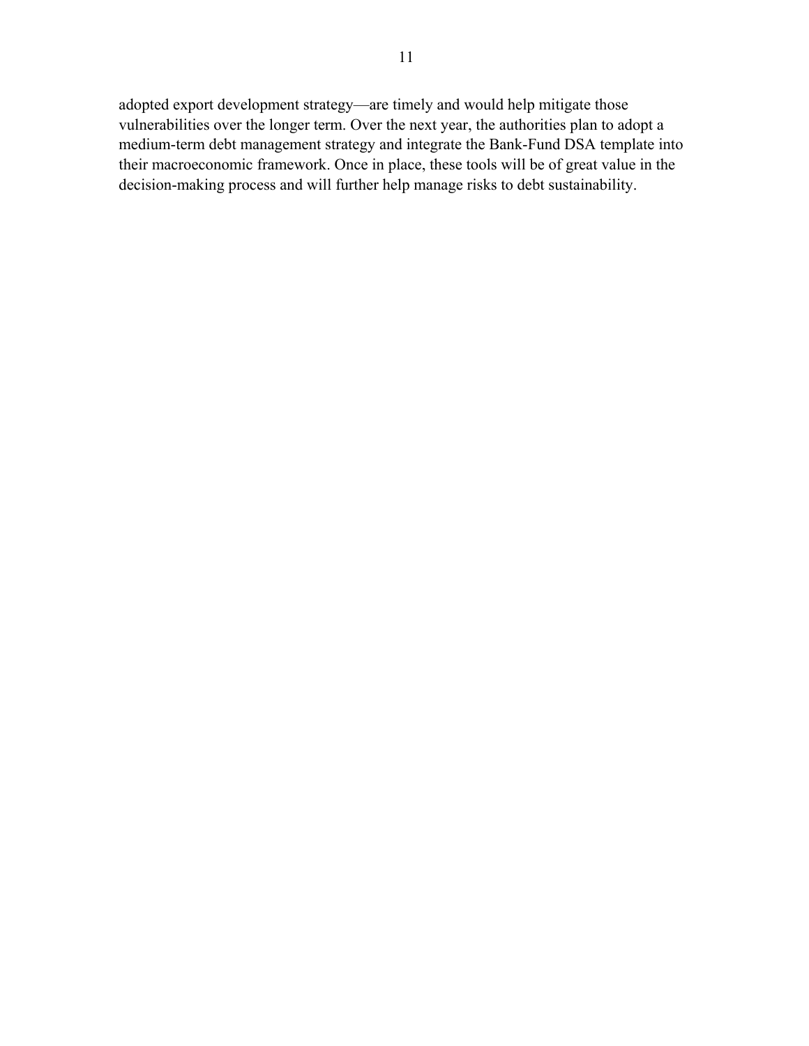adopted export development strategy—are timely and would help mitigate those vulnerabilities over the longer term. Over the next year, the authorities plan to adopt a medium-term debt management strategy and integrate the Bank-Fund DSA template into their macroeconomic framework. Once in place, these tools will be of great value in the decision-making process and will further help manage risks to debt sustainability.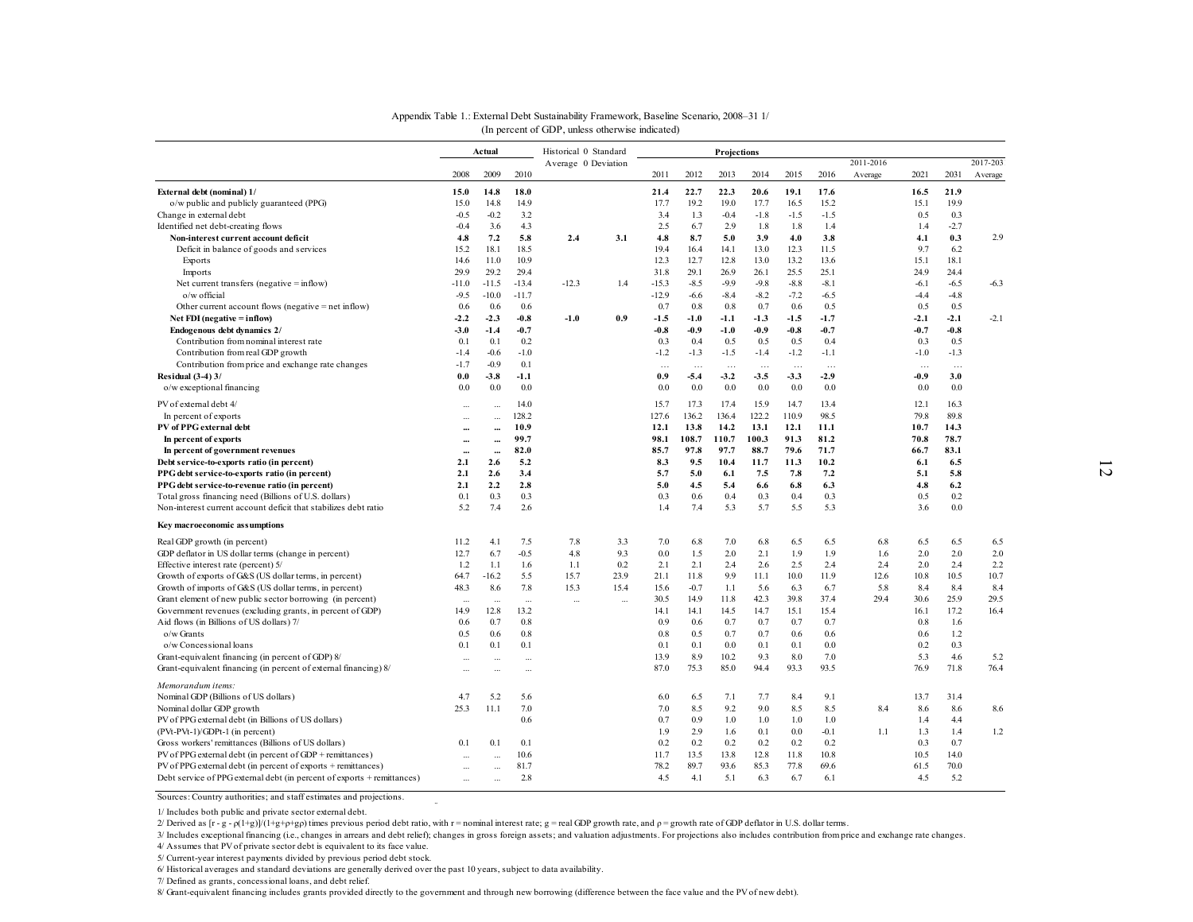Appendix Table 1.: External Debt Sustainability Framework, Baseline Scenario, 2008–31 1/
(In percent of GDP, unless otherwise indicated)

| | Actual | | | Historical 6/ Average | 6/ Standard Deviation | Projections | | | | | | | | | |
|---|---|---|---|---|---|---|---|---|---|---|---|---|---|---|---|
| | 2008 | 2009 | 2010 | | | 2011 | 2012 | 2013 | 2014 | 2015 | 2016 | 2011-2016 Average | 2021 | 2031 | 2017-2031 Average |
| **External debt (nominal) 1/** | **15.0** | **14.8** | **18.0** | | | **21.4** | **22.7** | **22.3** | **20.6** | **19.1** | **17.6** | | **16.5** | **21.9** | |
| o/w public and publicly guaranteed (PPG) | 15.0 | 14.8 | 14.9 | | | 17.7 | 19.2 | 19.0 | 17.7 | 16.5 | 15.2 | | 15.1 | 19.9 | |
| Change in external debt | -0.5 | -0.2 | 3.2 | | | 3.4 | 1.3 | -0.4 | -1.8 | -1.5 | -1.5 | | 0.5 | 0.3 | |
| Identified net debt-creating flows | -0.4 | 3.6 | 4.3 | | | 2.5 | 6.7 | 2.9 | 1.8 | 1.8 | 1.4 | | 1.4 | -2.7 | |
| **Non-interest current account deficit** | **4.8** | **7.2** | **5.8** | **2.4** | **3.1** | **4.8** | **8.7** | **5.0** | **3.9** | **4.0** | **3.8** | | **4.1** | **0.3** | 2.9 |
| Deficit in balance of goods and services | 15.2 | 18.1 | 18.5 | | | 19.4 | 16.4 | 14.1 | 13.0 | 12.3 | 11.5 | | 9.7 | 6.2 | |
| Exports | 14.6 | 11.0 | 10.9 | | | 12.3 | 12.7 | 12.8 | 13.0 | 13.2 | 13.6 | | 15.1 | 18.1 | |
| Imports | 29.9 | 29.2 | 29.4 | | | 31.8 | 29.1 | 26.9 | 26.1 | 25.5 | 25.1 | | 24.9 | 24.4 | |
| Net current transfers (negative = inflow) | -11.0 | -11.5 | -13.4 | -12.3 | 1.4 | -15.3 | -8.5 | -9.9 | -9.8 | -8.8 | -8.1 | | -6.1 | -6.5 | -6.3 |
| o/w official | -9.5 | -10.0 | -11.7 | | | -12.9 | -6.6 | -8.4 | -8.2 | -7.2 | -6.5 | | -4.4 | -4.8 | |
| Other current account flows (negative = net inflow) | 0.6 | 0.6 | 0.6 | | | 0.7 | 0.8 | 0.8 | 0.7 | 0.6 | 0.5 | | 0.5 | 0.5 | |
| **Net FDI (negative = inflow)** | **-2.2** | **-2.3** | **-0.8** | **-1.0** | **0.9** | **-1.5** | **-1.0** | **-1.1** | **-1.3** | **-1.5** | **-1.7** | | **-2.1** | **-2.1** | -2.1 |
| **Endogenous debt dynamics 2/** | **-3.0** | **-1.4** | **-0.7** | | | **-0.8** | **-0.9** | **-1.0** | **-0.9** | **-0.8** | **-0.7** | | **-0.7** | **-0.8** | |
| Contribution from nominal interest rate | 0.1 | 0.1 | 0.2 | | | 0.3 | 0.4 | 0.5 | 0.5 | 0.5 | 0.4 | | 0.3 | 0.5 | |
| Contribution from real GDP growth | -1.4 | -0.6 | -1.0 | | | -1.2 | -1.3 | -1.5 | -1.4 | -1.2 | -1.1 | | -1.0 | -1.3 | |
| Contribution from price and exchange rate changes | -1.7 | -0.9 | 0.1 | | | ... | ... | ... | ... | ... | ... | | ... | ... | |
| **Residual (3-4) 3/** | **0.0** | **-3.8** | **-1.1** | | | **0.9** | **-5.4** | **-3.2** | **-3.5** | **-3.3** | **-2.9** | | **-0.9** | **3.0** | |
| o/w exceptional financing | 0.0 | 0.0 | 0.0 | | | 0.0 | 0.0 | 0.0 | 0.0 | 0.0 | 0.0 | | 0.0 | 0.0 | |
| PV of external debt 4/ | ... | ... | 14.0 | | | 15.7 | 17.3 | 17.4 | 15.9 | 14.7 | 13.4 | | 12.1 | 16.3 | |
| In percent of exports | ... | ... | 128.2 | | | 127.6 | 136.2 | 136.4 | 122.2 | 110.9 | 98.5 | | 79.8 | 89.8 | |
| **PV of PPG external debt** | **...** | **...** | **10.9** | | | **12.1** | **13.8** | **14.2** | **13.1** | **12.1** | **11.1** | | **10.7** | **14.3** | |
| **In percent of exports** | **...** | **...** | **99.7** | | | **98.1** | **108.7** | **110.7** | **100.3** | **91.3** | **81.2** | | **70.8** | **78.7** | |
| **In percent of government revenues** | **...** | **...** | **82.0** | | | **85.7** | **97.8** | **97.7** | **88.7** | **79.6** | **71.7** | | **66.7** | **83.1** | |
| **Debt service-to-exports ratio (in percent)** | **2.1** | **2.6** | **5.2** | | | **8.3** | **9.5** | **10.4** | **11.7** | **11.3** | **10.2** | | **6.1** | **6.5** | |
| **PPG debt service-to-exports ratio (in percent)** | **2.1** | **2.6** | **3.4** | | | **5.7** | **5.0** | **6.1** | **7.5** | **7.8** | **7.2** | | **5.1** | **5.8** | |
| **PPG debt service-to-revenue ratio (in percent)** | **2.1** | **2.2** | **2.8** | | | **5.0** | **4.5** | **5.4** | **6.6** | **6.8** | **6.3** | | **4.8** | **6.2** | |
| Total gross financing need (Billions of U.S. dollars) | 0.1 | 0.3 | 0.3 | | | 0.3 | 0.6 | 0.4 | 0.3 | 0.4 | 0.3 | | 0.5 | 0.2 | |
| Non-interest current account deficit that stabilizes debt ratio | 5.2 | 7.4 | 2.6 | | | 1.4 | 7.4 | 5.3 | 5.7 | 5.5 | 5.3 | | 3.6 | 0.0 | |
| **Key macroeconomic assumptions** | | | | | | | | | | | | | | | |
| Real GDP growth (in percent) | 11.2 | 4.1 | 7.5 | 7.8 | 3.3 | 7.0 | 6.8 | 7.0 | 6.8 | 6.5 | 6.5 | 6.8 | 6.5 | 6.5 | 6.5 |
| GDP deflator in US dollar terms (change in percent) | 12.7 | 6.7 | -0.5 | 4.8 | 9.3 | 0.0 | 1.5 | 2.0 | 2.1 | 1.9 | 1.9 | 1.6 | 2.0 | 2.0 | 2.0 |
| Effective interest rate (percent) 5/ | 1.2 | 1.1 | 1.6 | 1.1 | 0.2 | 2.1 | 2.1 | 2.4 | 2.6 | 2.5 | 2.4 | 2.4 | 2.0 | 2.4 | 2.2 |
| Growth of exports of G&S (US dollar terms, in percent) | 64.7 | -16.2 | 5.5 | 15.7 | 23.9 | 21.1 | 11.8 | 9.9 | 11.1 | 10.0 | 11.9 | 12.6 | 10.8 | 10.5 | 10.7 |
| Growth of imports of G&S (US dollar terms, in percent) | 48.3 | 8.6 | 7.8 | 15.3 | 15.4 | 15.6 | -0.7 | 1.1 | 5.6 | 6.3 | 6.7 | 5.8 | 8.4 | 8.4 | 8.4 |
| Grant element of new public sector borrowing (in percent) | ... | ... | ... | ... | ... | 30.5 | 14.9 | 11.8 | 42.3 | 39.8 | 37.4 | 29.4 | 30.6 | 25.9 | 29.5 |
| Government revenues (excluding grants, in percent of GDP) | 14.9 | 12.8 | 13.2 | | | 14.1 | 14.1 | 14.5 | 14.7 | 15.1 | 15.4 | | 16.1 | 17.2 | 16.4 |
| Aid flows (in Billions of US dollars) 7/ | 0.6 | 0.7 | 0.8 | | | 0.9 | 0.6 | 0.7 | 0.7 | 0.7 | 0.7 | | 0.8 | 1.6 | |
| o/w Grants | 0.5 | 0.6 | 0.8 | | | 0.8 | 0.5 | 0.7 | 0.7 | 0.6 | 0.6 | | 0.6 | 1.2 | |
| o/w Concessional loans | 0.1 | 0.1 | 0.1 | | | 0.1 | 0.1 | 0.0 | 0.1 | 0.1 | 0.0 | | 0.2 | 0.3 | |
| Grant-equivalent financing (in percent of GDP) 8/ | ... | ... | ... | | | 13.9 | 8.9 | 10.2 | 9.3 | 8.0 | 7.0 | | 5.3 | 4.6 | 5.2 |
| Grant-equivalent financing (in percent of external financing) 8/ | ... | ... | ... | | | 87.0 | 75.3 | 85.0 | 94.4 | 93.3 | 93.5 | | 76.9 | 71.8 | 76.4 |
| *Memorandum items:* | | | | | | | | | | | | | | | |
| Nominal GDP (Billions of US dollars) | 4.7 | 5.2 | 5.6 | | | 6.0 | 6.5 | 7.1 | 7.7 | 8.4 | 9.1 | | 13.7 | 31.4 | |
| Nominal dollar GDP growth | 25.3 | 11.1 | 7.0 | | | 7.0 | 8.5 | 9.2 | 9.0 | 8.5 | 8.5 | 8.4 | 8.6 | 8.6 | 8.6 |
| PV of PPG external debt (in Billions of US dollars) | | | 0.6 | | | 0.7 | 0.9 | 1.0 | 1.0 | 1.0 | 1.0 | | 1.4 | 4.4 | |
| (PVt-PVt-1)/GDPt-1 (in percent) | | | | | | 1.9 | 2.9 | 1.6 | 0.1 | 0.0 | -0.1 | 1.1 | 1.3 | 1.4 | 1.2 |
| Gross workers' remittances (Billions of US dollars) | 0.1 | 0.1 | 0.1 | | | 0.2 | 0.2 | 0.2 | 0.2 | 0.2 | 0.2 | | 0.3 | 0.7 | |
| PV of PPG external debt (in percent of GDP + remittances) | ... | ... | 10.6 | | | 11.7 | 13.5 | 13.8 | 12.8 | 11.8 | 10.8 | | 10.5 | 14.0 | |
| PV of PPG external debt (in percent of exports + remittances) | ... | ... | 81.7 | | | 78.2 | 89.7 | 93.6 | 85.3 | 77.8 | 69.6 | | 61.5 | 70.0 | |
| Debt service of PPG external debt (in percent of exports + remittances) | ... | ... | 2.8 | | | 4.5 | 4.1 | 5.1 | 6.3 | 6.7 | 6.1 | | 4.5 | 5.2 | |

Sources: Country authorities; and staff estimates and projections.

1/ Includes both public and private sector external debt.

2/ Derived as $[r - g - \rho(1+g)]/(1+g+\rho+g\rho)$ times previous period debt ratio, with r = nominal interest rate; g = real GDP growth rate, and $\rho$ = growth rate of GDP deflator in U.S. dollar terms.

3/ Includes exceptional financing (i.e., changes in arrears and debt relief); changes in gross foreign assets; and valuation adjustments. For projections also includes contribution from price and exchange rate changes.

4/ Assumes that PV of private sector debt is equivalent to its face value.

5/ Current-year interest payments divided by previous period debt stock.

6/ Historical averages and standard deviations are generally derived over the past 10 years, subject to data availability.

7/ Defined as grants, concessional loans, and debt relief.

8/ Grant-equivalent financing includes grants provided directly to the government and through new borrowing (difference between the face value and the PV of new debt).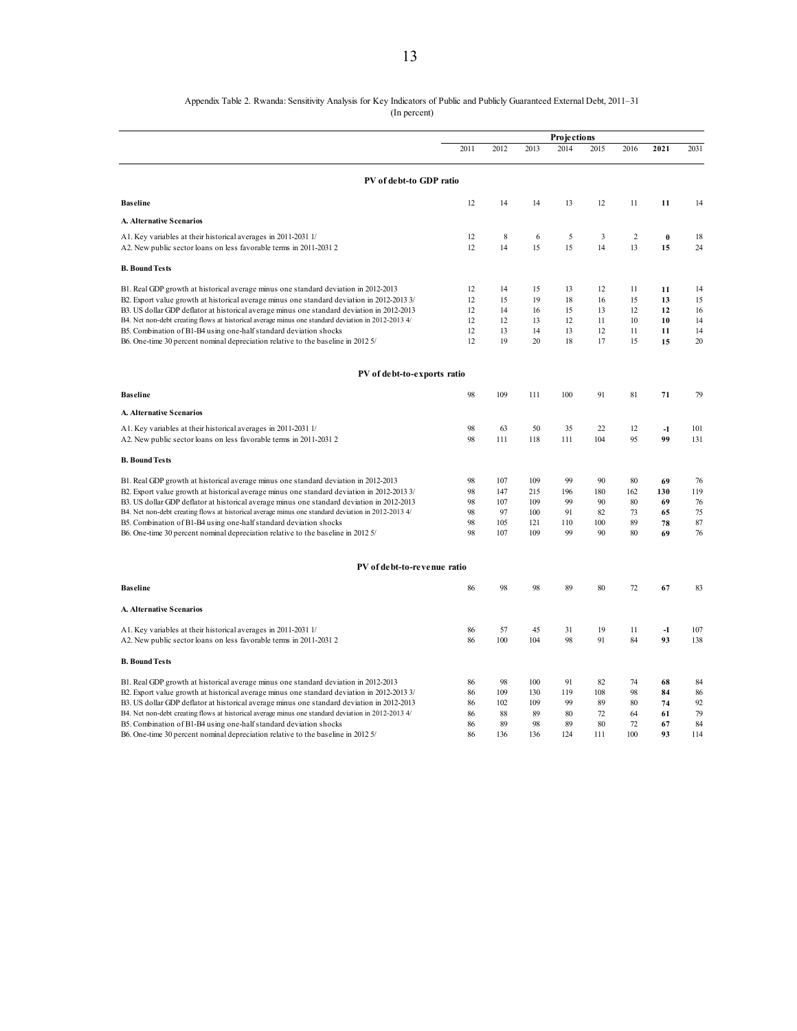Appendix Table 2. Rwanda: Sensitivity Analysis for Key Indicators of Public and Publicly Guaranteed External Debt, 2011–31
(In percent)

| | Projections | | | | | | | |
|---|---|---|---|---|---|---|---|---|
| | 2011 | 2012 | 2013 | 2014 | 2015 | 2016 | **2021** | 2031 |
| **PV of debt-to GDP ratio** | | | | | | | | |
| **Baseline** | 12 | 14 | 14 | 13 | 12 | 11 | **11** | 14 |
| **A. Alternative Scenarios** | | | | | | | | |
| A1. Key variables at their historical averages in 2011-2031 1/ | 12 | 8 | 6 | 5 | 3 | 2 | **0** | 18 |
| A2. New public sector loans on less favorable terms in 2011-2031 2 | 12 | 14 | 15 | 15 | 14 | 13 | **15** | 24 |
| **B. Bound Tests** | | | | | | | | |
| B1. Real GDP growth at historical average minus one standard deviation in 2012-2013 | 12 | 14 | 15 | 13 | 12 | 11 | **11** | 14 |
| B2. Export value growth at historical average minus one standard deviation in 2012-2013 3/ | 12 | 15 | 19 | 18 | 16 | 15 | **13** | 15 |
| B3. US dollar GDP deflator at historical average minus one standard deviation in 2012-2013 | 12 | 14 | 16 | 15 | 13 | 12 | **12** | 16 |
| B4. Net non-debt creating flows at historical average minus one standard deviation in 2012-2013 4/ | 12 | 12 | 13 | 12 | 11 | 10 | **10** | 14 |
| B5. Combination of B1-B4 using one-half standard deviation shocks | 12 | 13 | 14 | 13 | 12 | 11 | **11** | 14 |
| B6. One-time 30 percent nominal depreciation relative to the baseline in 2012 5/ | 12 | 19 | 20 | 18 | 17 | 15 | **15** | 20 |
| **PV of debt-to-exports ratio** | | | | | | | | |
| **Baseline** | 98 | 109 | 111 | 100 | 91 | 81 | **71** | 79 |
| **A. Alternative Scenarios** | | | | | | | | |
| A1. Key variables at their historical averages in 2011-2031 1/ | 98 | 63 | 50 | 35 | 22 | 12 | **-1** | 101 |
| A2. New public sector loans on less favorable terms in 2011-2031 2 | 98 | 111 | 118 | 111 | 104 | 95 | **99** | 131 |
| **B. Bound Tests** | | | | | | | | |
| B1. Real GDP growth at historical average minus one standard deviation in 2012-2013 | 98 | 107 | 109 | 99 | 90 | 80 | **69** | 76 |
| B2. Export value growth at historical average minus one standard deviation in 2012-2013 3/ | 98 | 147 | 215 | 196 | 180 | 162 | **130** | 119 |
| B3. US dollar GDP deflator at historical average minus one standard deviation in 2012-2013 | 98 | 107 | 109 | 99 | 90 | 80 | **69** | 76 |
| B4. Net non-debt creating flows at historical average minus one standard deviation in 2012-2013 4/ | 98 | 97 | 100 | 91 | 82 | 73 | **65** | 75 |
| B5. Combination of B1-B4 using one-half standard deviation shocks | 98 | 105 | 121 | 110 | 100 | 89 | **78** | 87 |
| B6. One-time 30 percent nominal depreciation relative to the baseline in 2012 5/ | 98 | 107 | 109 | 99 | 90 | 80 | **69** | 76 |
| **PV of debt-to-revenue ratio** | | | | | | | | |
| **Baseline** | 86 | 98 | 98 | 89 | 80 | 72 | **67** | 83 |
| **A. Alternative Scenarios** | | | | | | | | |
| A1. Key variables at their historical averages in 2011-2031 1/ | 86 | 57 | 45 | 31 | 19 | 11 | **-1** | 107 |
| A2. New public sector loans on less favorable terms in 2011-2031 2 | 86 | 100 | 104 | 98 | 91 | 84 | **93** | 138 |
| **B. Bound Tests** | | | | | | | | |
| B1. Real GDP growth at historical average minus one standard deviation in 2012-2013 | 86 | 98 | 100 | 91 | 82 | 74 | **68** | 84 |
| B2. Export value growth at historical average minus one standard deviation in 2012-2013 3/ | 86 | 109 | 130 | 119 | 108 | 98 | **84** | 86 |
| B3. US dollar GDP deflator at historical average minus one standard deviation in 2012-2013 | 86 | 102 | 109 | 99 | 89 | 80 | **74** | 92 |
| B4. Net non-debt creating flows at historical average minus one standard deviation in 2012-2013 4/ | 86 | 88 | 89 | 80 | 72 | 64 | **61** | 79 |
| B5. Combination of B1-B4 using one-half standard deviation shocks | 86 | 89 | 98 | 89 | 80 | 72 | **67** | 84 |
| B6. One-time 30 percent nominal depreciation relative to the baseline in 2012 5/ | 86 | 136 | 136 | 124 | 111 | 100 | **93** | 114 |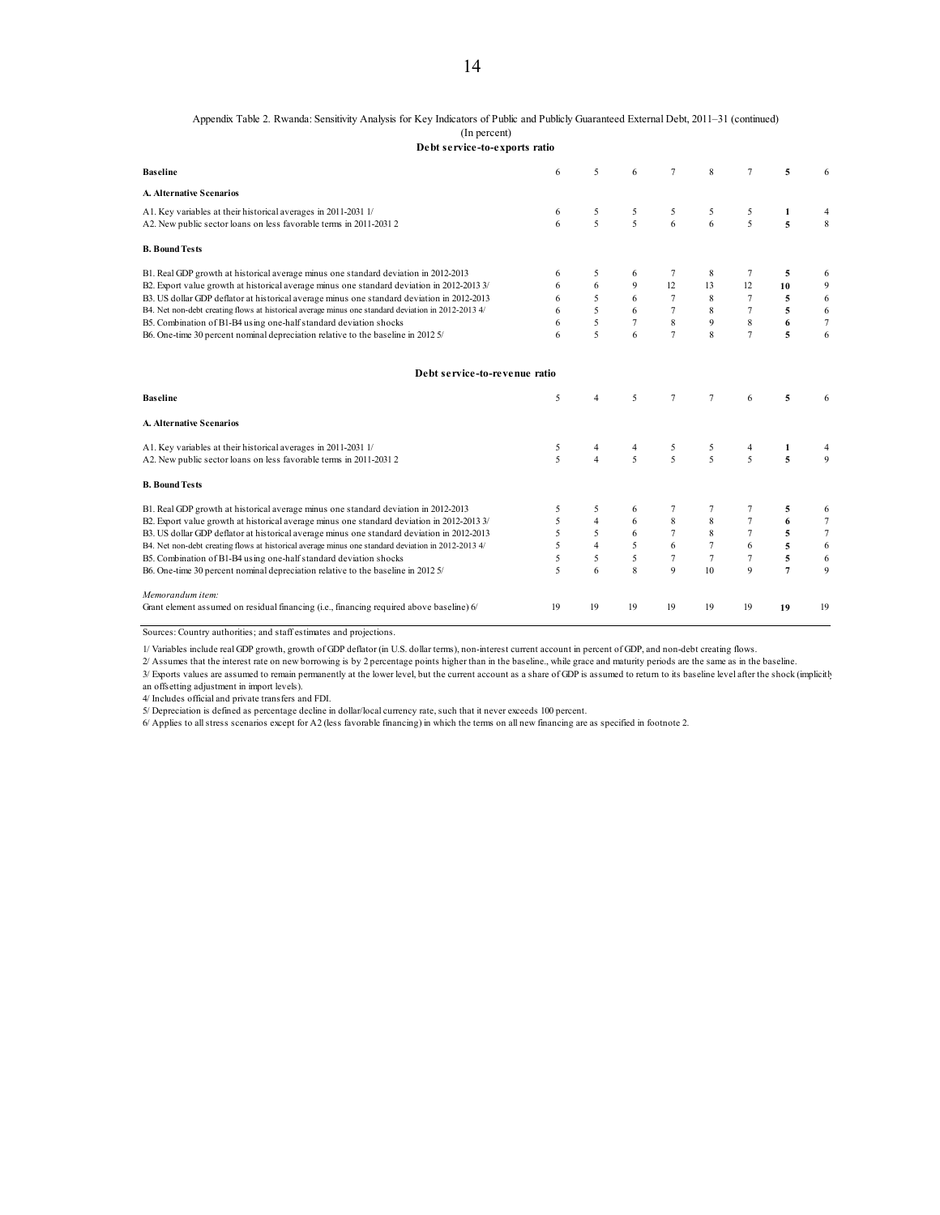Appendix Table 2. Rwanda: Sensitivity Analysis for Key Indicators of Public and Publicly Guaranteed External Debt, 2011–31 (continued)

(In percent)

**Debt service-to-exports ratio**

| | | | | | | | | |
|---|---|---|---|---|---|---|---|---|
| **Baseline** | 6 | 5 | 6 | 7 | 8 | 7 | **5** | 6 |
| **A. Alternative Scenarios** | | | | | | | | |
| A1. Key variables at their historical averages in 2011-2031 1/ | 6 | 5 | 5 | 5 | 5 | 5 | **1** | 4 |
| A2. New public sector loans on less favorable terms in 2011-2031 2 | 6 | 5 | 5 | 6 | 6 | 5 | **5** | 8 |
| **B. Bound Tests** | | | | | | | | |
| B1. Real GDP growth at historical average minus one standard deviation in 2012-2013 | 6 | 5 | 6 | 7 | 8 | 7 | **5** | 6 |
| B2. Export value growth at historical average minus one standard deviation in 2012-2013 3/ | 6 | 6 | 9 | 12 | 13 | 12 | **10** | 9 |
| B3. US dollar GDP deflator at historical average minus one standard deviation in 2012-2013 | 6 | 5 | 6 | 7 | 8 | 7 | **5** | 6 |
| B4. Net non-debt creating flows at historical average minus one standard deviation in 2012-2013 4/ | 6 | 5 | 6 | 7 | 8 | 7 | **5** | 6 |
| B5. Combination of B1-B4 using one-half standard deviation shocks | 6 | 5 | 7 | 8 | 9 | 8 | **6** | 7 |
| B6. One-time 30 percent nominal depreciation relative to the baseline in 2012 5/ | 6 | 5 | 6 | 7 | 8 | 7 | **5** | 6 |

**Debt service-to-revenue ratio**

| | | | | | | | | |
|---|---|---|---|---|---|---|---|---|
| **Baseline** | 5 | 4 | 5 | 7 | 7 | 6 | **5** | 6 |
| **A. Alternative Scenarios** | | | | | | | | |
| A1. Key variables at their historical averages in 2011-2031 1/ | 5 | 4 | 4 | 5 | 5 | 4 | **1** | 4 |
| A2. New public sector loans on less favorable terms in 2011-2031 2 | 5 | 4 | 5 | 5 | 5 | 5 | **5** | 9 |
| **B. Bound Tests** | | | | | | | | |
| B1. Real GDP growth at historical average minus one standard deviation in 2012-2013 | 5 | 5 | 6 | 7 | 7 | 7 | **5** | 6 |
| B2. Export value growth at historical average minus one standard deviation in 2012-2013 3/ | 5 | 4 | 6 | 8 | 8 | 7 | **6** | 7 |
| B3. US dollar GDP deflator at historical average minus one standard deviation in 2012-2013 | 5 | 5 | 6 | 7 | 8 | 7 | **5** | 7 |
| B4. Net non-debt creating flows at historical average minus one standard deviation in 2012-2013 4/ | 5 | 4 | 5 | 6 | 7 | 6 | **5** | 6 |
| B5. Combination of B1-B4 using one-half standard deviation shocks | 5 | 5 | 5 | 7 | 7 | 7 | **5** | 6 |
| B6. One-time 30 percent nominal depreciation relative to the baseline in 2012 5/ | 5 | 6 | 8 | 9 | 10 | 9 | **7** | 9 |
| *Memorandum item:* | | | | | | | | |
| Grant element assumed on residual financing (i.e., financing required above baseline) 6/ | 19 | 19 | 19 | 19 | 19 | 19 | **19** | 19 |

Sources: Country authorities; and staff estimates and projections.

1/ Variables include real GDP growth, growth of GDP deflator (in U.S. dollar terms), non-interest current account in percent of GDP, and non-debt creating flows.

2/ Assumes that the interest rate on new borrowing is by 2 percentage points higher than in the baseline., while grace and maturity periods are the same as in the baseline.

3/ Exports values are assumed to remain permanently at the lower level, but the current account as a share of GDP is assumed to return to its baseline level after the shock (implicitly an offsetting adjustment in import levels).

4/ Includes official and private transfers and FDI.

5/ Depreciation is defined as percentage decline in dollar/local currency rate, such that it never exceeds 100 percent.

6/ Applies to all stress scenarios except for A2 (less favorable financing) in which the terms on all new financing are as specified in footnote 2.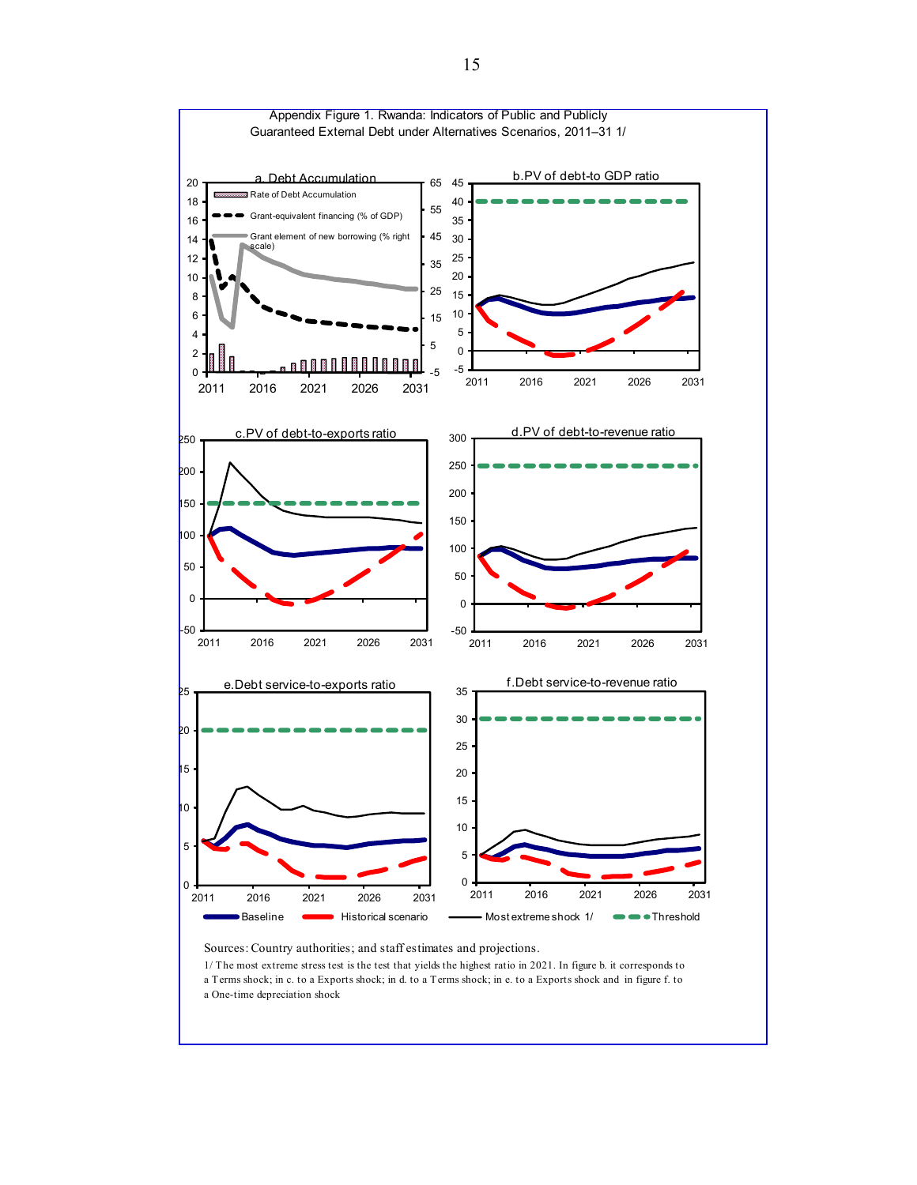Appendix Figure 1. Rwanda: Indicators of Public and Publicly Guaranteed External Debt under Alternatives Scenarios, 2011–31 1/

a. Debt Accumulation

Rate of Debt Accumulation

Grant-equivalent financing (% of GDP)

Grant element of new borrowing (% right scale)

b.PV of debt-to GDP ratio

c.PV of debt-to-exports ratio

d.PV of debt-to-revenue ratio

e.Debt service-to-exports ratio

f.Debt service-to-revenue ratio

Baseline — Historical scenario — Most extreme shock 1/ — Threshold

Sources: Country authorities; and staff estimates and projections.

1/ The most extreme stress test is the test that yields the highest ratio in 2021. In figure b. it corresponds to a Terms shock; in c. to a Exports shock; in d. to a Terms shock; in e. to a Exports shock and in figure f. to a One-time depreciation shock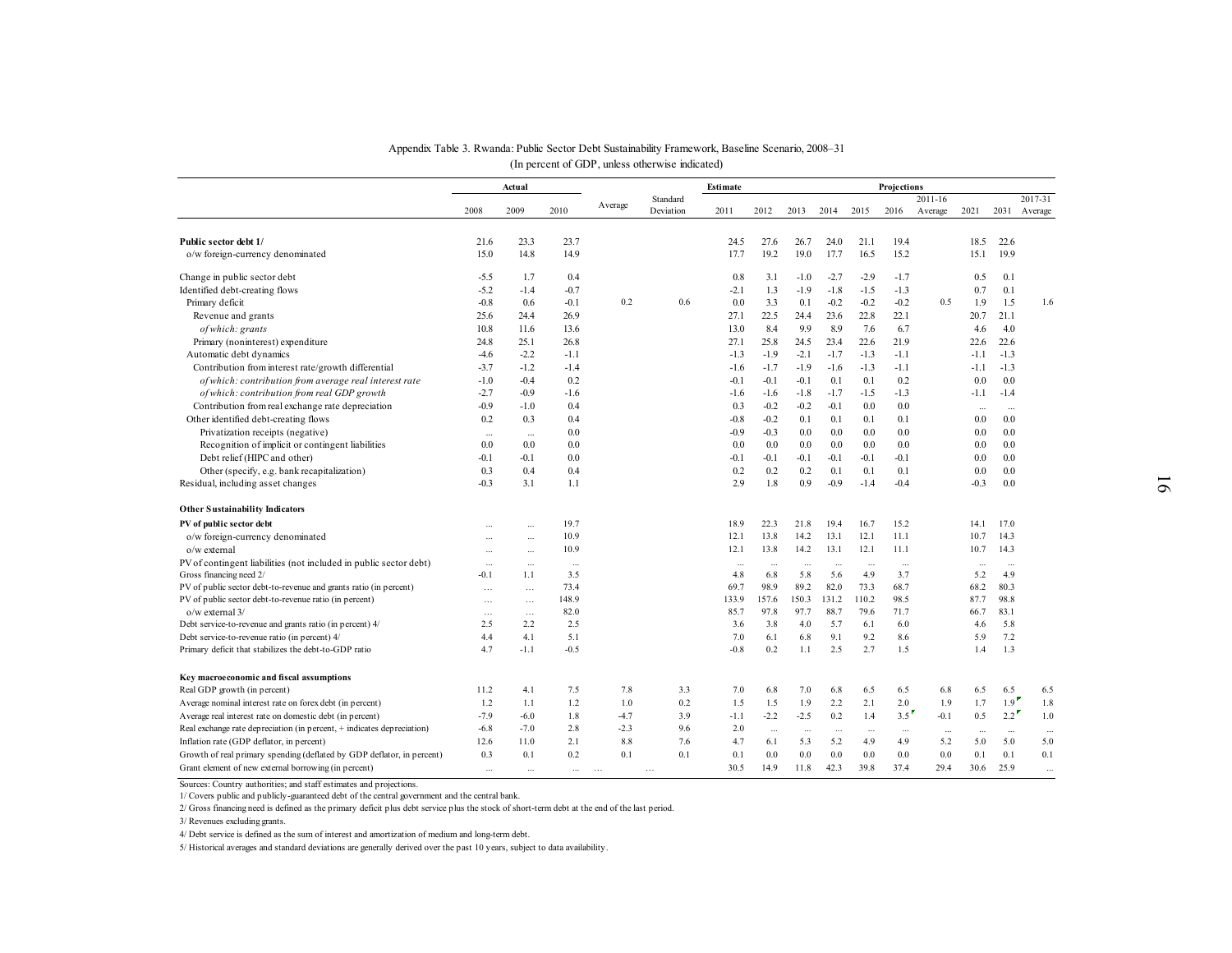Appendix Table 3. Rwanda: Public Sector Debt Sustainability Framework, Baseline Scenario, 2008–31
(In percent of GDP, unless otherwise indicated)

| | Actual | | | | | Estimate | Projections | | | | | | | | |
|---|---|---|---|---|---|---|---|---|---|---|---|---|---|---|---|
| | 2008 | 2009 | 2010 | Average | Standard Deviation | 2011 | 2012 | 2013 | 2014 | 2015 | 2016 | 2011-16 Average | 2021 | 2031 | 2017-31 Average |
| **Public sector debt 1/** | 21.6 | 23.3 | 23.7 | | | 24.5 | 27.6 | 26.7 | 24.0 | 21.1 | 19.4 | | 18.5 | 22.6 | |
| o/w foreign-currency denominated | 15.0 | 14.8 | 14.9 | | | 17.7 | 19.2 | 19.0 | 17.7 | 16.5 | 15.2 | | 15.1 | 19.9 | |
| Change in public sector debt | -5.5 | 1.7 | 0.4 | | | 0.8 | 3.1 | -1.0 | -2.7 | -2.9 | -1.7 | | 0.5 | 0.1 | |
| Identified debt-creating flows | -5.2 | -1.4 | -0.7 | | | -2.1 | 1.3 | -1.9 | -1.8 | -1.5 | -1.3 | | 0.7 | 0.1 | |
| Primary deficit | -0.8 | 0.6 | -0.1 | 0.2 | 0.6 | 0.0 | 3.3 | 0.1 | -0.2 | -0.2 | -0.2 | 0.5 | 1.9 | 1.5 | 1.6 |
| Revenue and grants | 25.6 | 24.4 | 26.9 | | | 27.1 | 22.5 | 24.4 | 23.6 | 22.8 | 22.1 | | 20.7 | 21.1 | |
| *of which: grants* | 10.8 | 11.6 | 13.6 | | | 13.0 | 8.4 | 9.9 | 8.9 | 7.6 | 6.7 | | 4.6 | 4.0 | |
| Primary (noninterest) expenditure | 24.8 | 25.1 | 26.8 | | | 27.1 | 25.8 | 24.5 | 23.4 | 22.6 | 21.9 | | 22.6 | 22.6 | |
| Automatic debt dynamics | -4.6 | -2.2 | -1.1 | | | -1.3 | -1.9 | -2.1 | -1.7 | -1.3 | -1.1 | | -1.1 | -1.3 | |
| Contribution from interest rate/growth differential | -3.7 | -1.2 | -1.4 | | | -1.6 | -1.7 | -1.9 | -1.6 | -1.3 | -1.1 | | -1.1 | -1.3 | |
| *of which: contribution from average real interest rate* | -1.0 | -0.4 | 0.2 | | | -0.1 | -0.1 | -0.1 | 0.1 | 0.1 | 0.2 | | 0.0 | 0.0 | |
| *of which: contribution from real GDP growth* | -2.7 | -0.9 | -1.6 | | | -1.6 | -1.6 | -1.8 | -1.7 | -1.5 | -1.3 | | -1.1 | -1.4 | |
| Contribution from real exchange rate depreciation | -0.9 | -1.0 | 0.4 | | | 0.3 | -0.2 | -0.2 | -0.1 | 0.0 | 0.0 | | ... | ... | |
| Other identified debt-creating flows | 0.2 | 0.3 | 0.4 | | | -0.8 | -0.2 | 0.1 | 0.1 | 0.1 | 0.1 | | 0.0 | 0.0 | |
| Privatization receipts (negative) | ... | ... | 0.0 | | | -0.9 | -0.3 | 0.0 | 0.0 | 0.0 | 0.0 | | 0.0 | 0.0 | |
| Recognition of implicit or contingent liabilities | 0.0 | 0.0 | 0.0 | | | 0.0 | 0.0 | 0.0 | 0.0 | 0.0 | 0.0 | | 0.0 | 0.0 | |
| Debt relief (HIPC and other) | -0.1 | -0.1 | 0.0 | | | -0.1 | -0.1 | -0.1 | -0.1 | -0.1 | -0.1 | | 0.0 | 0.0 | |
| Other (specify, e.g. bank recapitalization) | 0.3 | 0.4 | 0.4 | | | 0.2 | 0.2 | 0.2 | 0.1 | 0.1 | 0.1 | | 0.0 | 0.0 | |
| Residual, including asset changes | -0.3 | 3.1 | 1.1 | | | 2.9 | 1.8 | 0.9 | -0.9 | -1.4 | -0.4 | | -0.3 | 0.0 | |
| **Other Sustainability Indicators** | | | | | | | | | | | | | | | |
| **PV of public sector debt** | ... | ... | 19.7 | | | 18.9 | 22.3 | 21.8 | 19.4 | 16.7 | 15.2 | | 14.1 | 17.0 | |
| o/w foreign-currency denominated | ... | ... | 10.9 | | | 12.1 | 13.8 | 14.2 | 13.1 | 12.1 | 11.1 | | 10.7 | 14.3 | |
| o/w external | ... | ... | 10.9 | | | 12.1 | 13.8 | 14.2 | 13.1 | 12.1 | 11.1 | | 10.7 | 14.3 | |
| PV of contingent liabilities (not included in public sector debt) | ... | ... | ... | | | ... | ... | ... | ... | ... | ... | | ... | ... | |
| Gross financing need 2/ | -0.1 | 1.1 | 3.5 | | | 4.8 | 6.8 | 5.8 | 5.6 | 4.9 | 3.7 | | 5.2 | 4.9 | |
| PV of public sector debt-to-revenue and grants ratio (in percent) | … | … | 73.4 | | | 69.7 | 98.9 | 89.2 | 82.0 | 73.3 | 68.7 | | 68.2 | 80.3 | |
| PV of public sector debt-to-revenue ratio (in percent) | … | … | 148.9 | | | 133.9 | 157.6 | 150.3 | 131.2 | 110.2 | 98.5 | | 87.7 | 98.8 | |
| o/w external 3/ | … | … | 82.0 | | | 85.7 | 97.8 | 97.7 | 88.7 | 79.6 | 71.7 | | 66.7 | 83.1 | |
| Debt service-to-revenue and grants ratio (in percent) 4/ | 2.5 | 2.2 | 2.5 | | | 3.6 | 3.8 | 4.0 | 5.7 | 6.1 | 6.0 | | 4.6 | 5.8 | |
| Debt service-to-revenue ratio (in percent) 4/ | 4.4 | 4.1 | 5.1 | | | 7.0 | 6.1 | 6.8 | 9.1 | 9.2 | 8.6 | | 5.9 | 7.2 | |
| Primary deficit that stabilizes the debt-to-GDP ratio | 4.7 | -1.1 | -0.5 | | | -0.8 | 0.2 | 1.1 | 2.5 | 2.7 | 1.5 | | 1.4 | 1.3 | |
| **Key macroeconomic and fiscal assumptions** | | | | | | | | | | | | | | | |
| Real GDP growth (in percent) | 11.2 | 4.1 | 7.5 | 7.8 | 3.3 | 7.0 | 6.8 | 7.0 | 6.8 | 6.5 | 6.5 | 6.8 | 6.5 | 6.5 | 6.5 |
| Average nominal interest rate on forex debt (in percent) | 1.2 | 1.1 | 1.2 | 1.0 | 0.2 | 1.5 | 1.5 | 1.9 | 2.2 | 2.1 | 2.0 | 1.9 | 1.7 | 1.9 | 1.8 |
| Average real interest rate on domestic debt (in percent) | -7.9 | -6.0 | 1.8 | -4.7 | 3.9 | -1.1 | -2.2 | -2.5 | 0.2 | 1.4 | 3.5 | -0.1 | 0.5 | 2.2 | 1.0 |
| Real exchange rate depreciation (in percent, + indicates depreciation) | -6.8 | -7.0 | 2.8 | -2.3 | 9.6 | 2.0 | ... | ... | ... | ... | ... | ... | ... | ... | ... |
| Inflation rate (GDP deflator, in percent) | 12.6 | 11.0 | 2.1 | 8.8 | 7.6 | 4.7 | 6.1 | 5.3 | 5.2 | 4.9 | 4.9 | 5.2 | 5.0 | 5.0 | 5.0 |
| Growth of real primary spending (deflated by GDP deflator, in percent) | 0.3 | 0.1 | 0.2 | 0.1 | 0.1 | 0.1 | 0.0 | 0.0 | 0.0 | 0.0 | 0.0 | 0.0 | 0.1 | 0.1 | 0.1 |
| Grant element of new external borrowing (in percent) | ... | ... | ... | … | … | 30.5 | 14.9 | 11.8 | 42.3 | 39.8 | 37.4 | 29.4 | 30.6 | 25.9 | ... |

Sources: Country authorities; and staff estimates and projections.

1/ Covers public and publicly-guaranteed debt of the central government and the central bank.

2/ Gross financing need is defined as the primary deficit plus debt service plus the stock of short-term debt at the end of the last period.

3/ Revenues excluding grants.

4/ Debt service is defined as the sum of interest and amortization of medium and long-term debt.

5/ Historical averages and standard deviations are generally derived over the past 10 years, subject to data availability.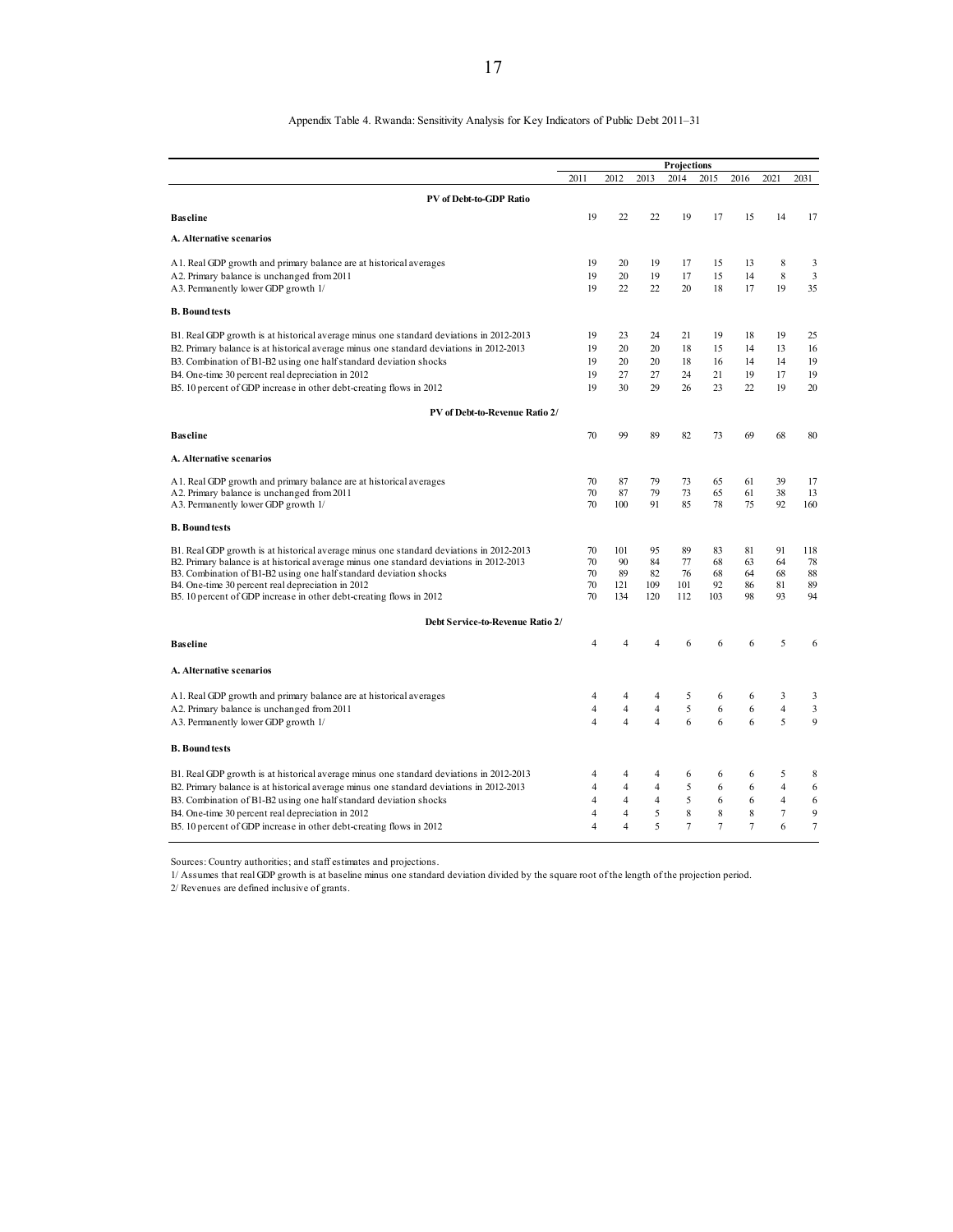Appendix Table 4. Rwanda: Sensitivity Analysis for Key Indicators of Public Debt 2011–31

| | Projections | | | | | | | |
|---|---|---|---|---|---|---|---|---|
| | 2011 | 2012 | 2013 | 2014 | 2015 | 2016 | 2021 | 2031 |
| **PV of Debt-to-GDP Ratio** | | | | | | | | |
| **Baseline** | 19 | 22 | 22 | 19 | 17 | 15 | 14 | 17 |
| **A. Alternative scenarios** | | | | | | | | |
| A1. Real GDP growth and primary balance are at historical averages | 19 | 20 | 19 | 17 | 15 | 13 | 8 | 3 |
| A2. Primary balance is unchanged from 2011 | 19 | 20 | 19 | 17 | 15 | 14 | 8 | 3 |
| A3. Permanently lower GDP growth 1/ | 19 | 22 | 22 | 20 | 18 | 17 | 19 | 35 |
| **B. Bound tests** | | | | | | | | |
| B1. Real GDP growth is at historical average minus one standard deviations in 2012-2013 | 19 | 23 | 24 | 21 | 19 | 18 | 19 | 25 |
| B2. Primary balance is at historical average minus one standard deviations in 2012-2013 | 19 | 20 | 20 | 18 | 15 | 14 | 13 | 16 |
| B3. Combination of B1-B2 using one half standard deviation shocks | 19 | 20 | 20 | 18 | 16 | 14 | 14 | 19 |
| B4. One-time 30 percent real depreciation in 2012 | 19 | 27 | 27 | 24 | 21 | 19 | 17 | 19 |
| B5. 10 percent of GDP increase in other debt-creating flows in 2012 | 19 | 30 | 29 | 26 | 23 | 22 | 19 | 20 |
| **PV of Debt-to-Revenue Ratio 2/** | | | | | | | | |
| **Baseline** | 70 | 99 | 89 | 82 | 73 | 69 | 68 | 80 |
| **A. Alternative scenarios** | | | | | | | | |
| A1. Real GDP growth and primary balance are at historical averages | 70 | 87 | 79 | 73 | 65 | 61 | 39 | 17 |
| A2. Primary balance is unchanged from 2011 | 70 | 87 | 79 | 73 | 65 | 61 | 38 | 13 |
| A3. Permanently lower GDP growth 1/ | 70 | 100 | 91 | 85 | 78 | 75 | 92 | 160 |
| **B. Bound tests** | | | | | | | | |
| B1. Real GDP growth is at historical average minus one standard deviations in 2012-2013 | 70 | 101 | 95 | 89 | 83 | 81 | 91 | 118 |
| B2. Primary balance is at historical average minus one standard deviations in 2012-2013 | 70 | 90 | 84 | 77 | 68 | 63 | 64 | 78 |
| B3. Combination of B1-B2 using one half standard deviation shocks | 70 | 89 | 82 | 76 | 68 | 64 | 68 | 88 |
| B4. One-time 30 percent real depreciation in 2012 | 70 | 121 | 109 | 101 | 92 | 86 | 81 | 89 |
| B5. 10 percent of GDP increase in other debt-creating flows in 2012 | 70 | 134 | 120 | 112 | 103 | 98 | 93 | 94 |
| **Debt Service-to-Revenue Ratio 2/** | | | | | | | | |
| **Baseline** | 4 | 4 | 4 | 6 | 6 | 6 | 5 | 6 |
| **A. Alternative scenarios** | | | | | | | | |
| A1. Real GDP growth and primary balance are at historical averages | 4 | 4 | 4 | 5 | 6 | 6 | 3 | 3 |
| A2. Primary balance is unchanged from 2011 | 4 | 4 | 4 | 5 | 6 | 6 | 4 | 3 |
| A3. Permanently lower GDP growth 1/ | 4 | 4 | 4 | 6 | 6 | 6 | 5 | 9 |
| **B. Bound tests** | | | | | | | | |
| B1. Real GDP growth is at historical average minus one standard deviations in 2012-2013 | 4 | 4 | 4 | 6 | 6 | 6 | 5 | 8 |
| B2. Primary balance is at historical average minus one standard deviations in 2012-2013 | 4 | 4 | 4 | 5 | 6 | 6 | 4 | 6 |
| B3. Combination of B1-B2 using one half standard deviation shocks | 4 | 4 | 4 | 5 | 6 | 6 | 4 | 6 |
| B4. One-time 30 percent real depreciation in 2012 | 4 | 4 | 5 | 8 | 8 | 8 | 7 | 9 |
| B5. 10 percent of GDP increase in other debt-creating flows in 2012 | 4 | 4 | 5 | 7 | 7 | 7 | 6 | 7 |

Sources: Country authorities; and staff estimates and projections.

1/ Assumes that real GDP growth is at baseline minus one standard deviation divided by the square root of the length of the projection period.

2/ Revenues are defined inclusive of grants.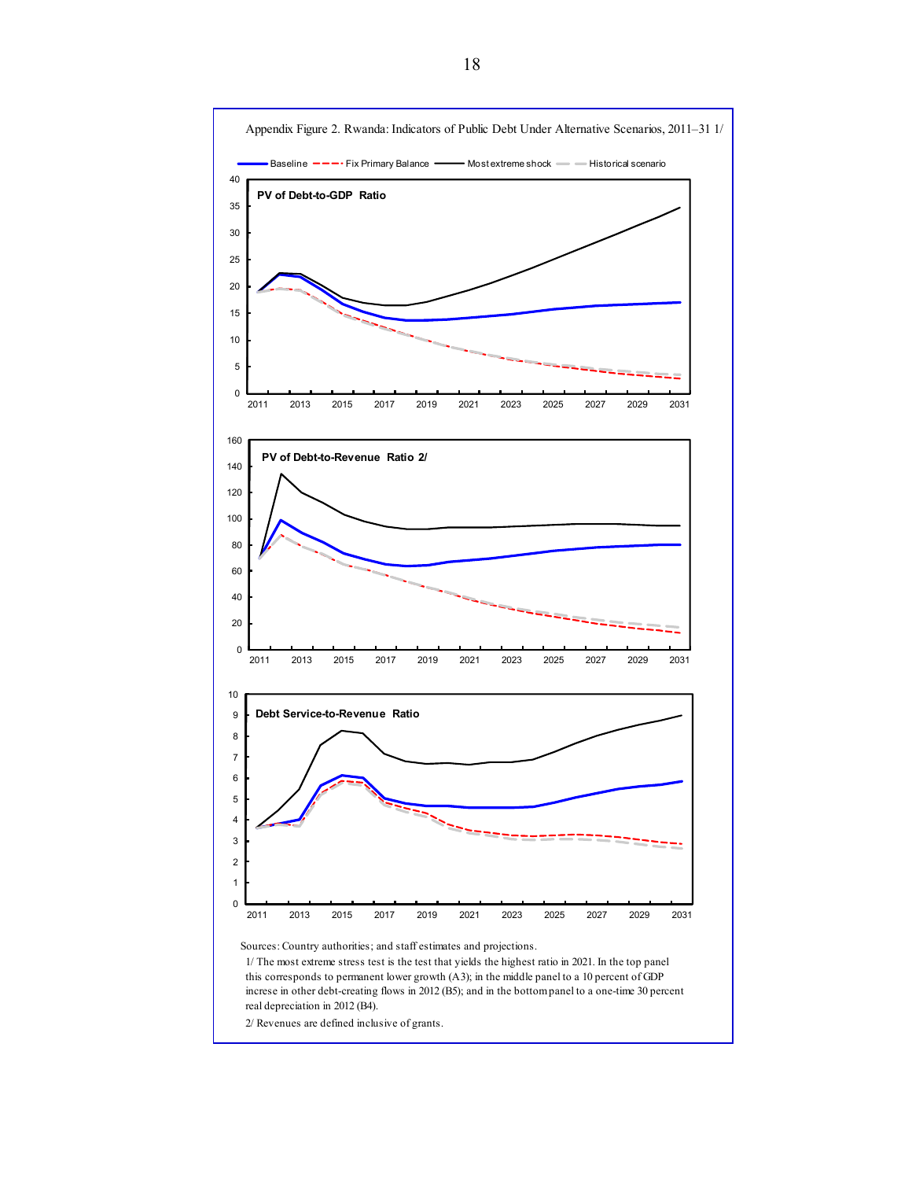Appendix Figure 2. Rwanda: Indicators of Public Debt Under Alternative Scenarios, 2011–31 1/

Baseline
Fix Primary Balance
Most extreme shock
Historical scenario

**PV of Debt-to-GDP Ratio**

40
35
30
25
20
15
10
5
0

2011 2013 2015 2017 2019 2021 2023 2025 2027 2029 2031

**PV of Debt-to-Revenue Ratio 2/**

160
140
120
100
80
60
40
20
0

2011 2013 2015 2017 2019 2021 2023 2025 2027 2029 2031

**Debt Service-to-Revenue Ratio**

10
9
8
7
6
5
4
3
2
1
0

2011 2013 2015 2017 2019 2021 2023 2025 2027 2029 2031

Sources: Country authorities; and staff estimates and projections.

1/ The most extreme stress test is the test that yields the highest ratio in 2021. In the top panel this corresponds to permanent lower growth (A3); in the middle panel to a 10 percent of GDP increse in other debt-creating flows in 2012 (B5); and in the bottom panel to a one-time 30 percent real depreciation in 2012 (B4).

2/ Revenues are defined inclusive of grants.